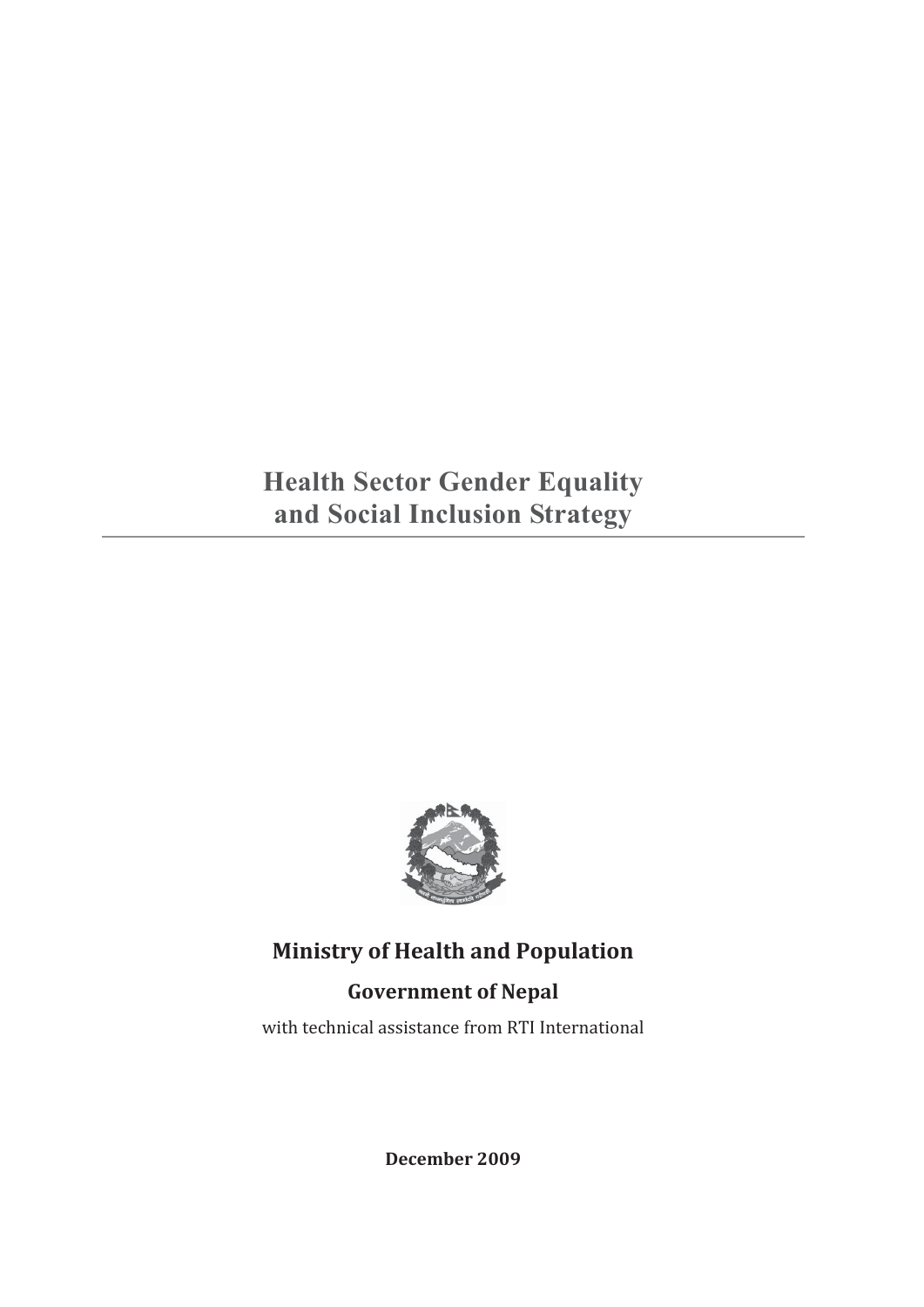# Health Sector Gender Equality and Social Inclusion Strategy

**Ministry of Health and Population**

**Government of Nepal**

with technical assistance from RTI International

**December 2009**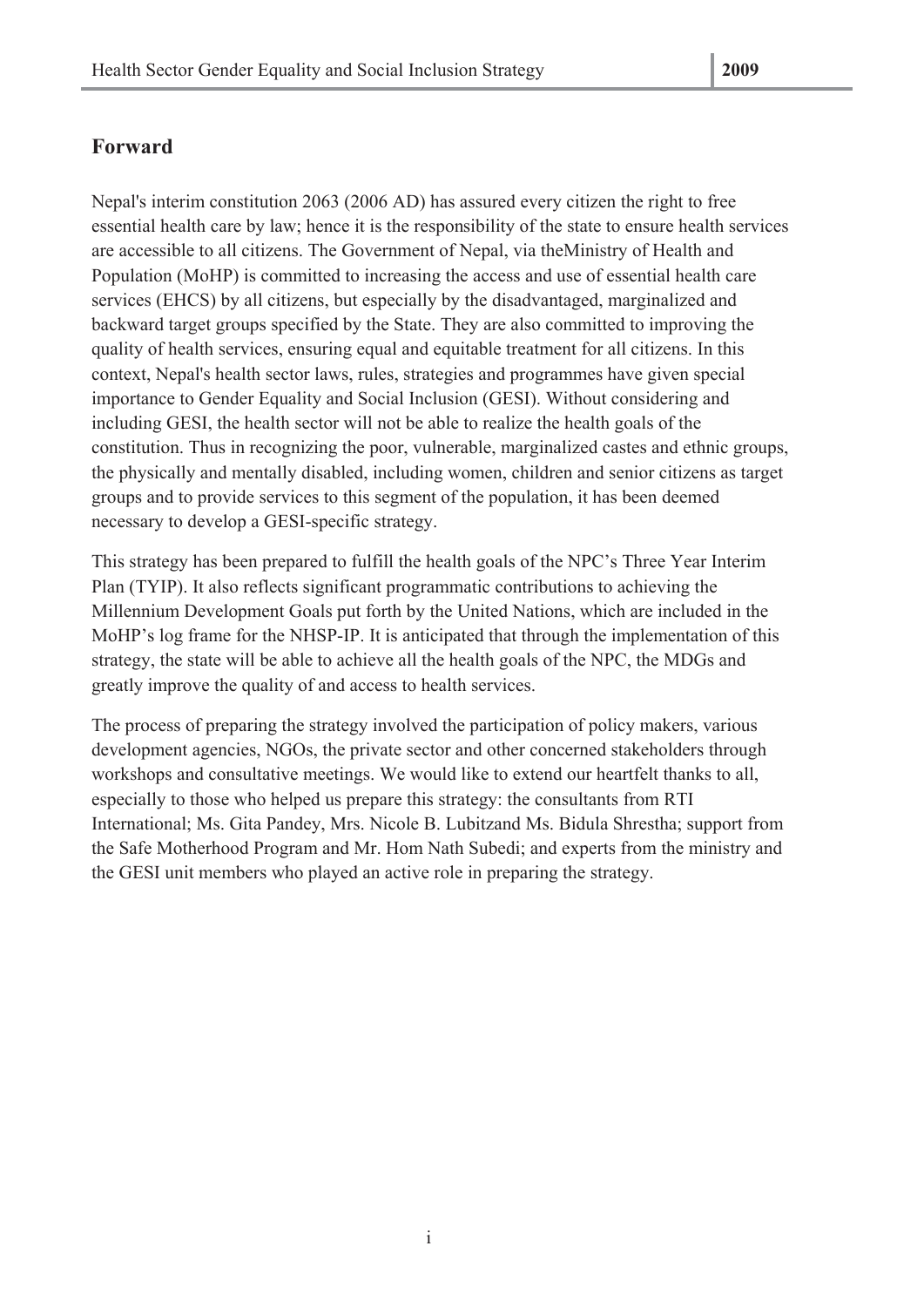## Forward

Nepal's interim constitution 2063 (2006 AD) has assured every citizen the right to free essential health care by law; hence it is the responsibility of the state to ensure health services are accessible to all citizens. The Government of Nepal, via theMinistry of Health and Population (MoHP) is committed to increasing the access and use of essential health care services (EHCS) by all citizens, but especially by the disadvantaged, marginalized and backward target groups specified by the State. They are also committed to improving the quality of health services, ensuring equal and equitable treatment for all citizens. In this context, Nepal's health sector laws, rules, strategies and programmes have given special importance to Gender Equality and Social Inclusion (GESI). Without considering and including GESI, the health sector will not be able to realize the health goals of the constitution. Thus in recognizing the poor, vulnerable, marginalized castes and ethnic groups, the physically and mentally disabled, including women, children and senior citizens as target groups and to provide services to this segment of the population, it has been deemed necessary to develop a GESI-specific strategy.

This strategy has been prepared to fulfill the health goals of the NPC's Three Year Interim Plan (TYIP). It also reflects significant programmatic contributions to achieving the Millennium Development Goals put forth by the United Nations, which are included in the MoHP's log frame for the NHSP-IP. It is anticipated that through the implementation of this strategy, the state will be able to achieve all the health goals of the NPC, the MDGs and greatly improve the quality of and access to health services.

The process of preparing the strategy involved the participation of policy makers, various development agencies, NGOs, the private sector and other concerned stakeholders through workshops and consultative meetings. We would like to extend our heartfelt thanks to all, especially to those who helped us prepare this strategy: the consultants from RTI International; Ms. Gita Pandey, Mrs. Nicole B. Lubitzand Ms. Bidula Shrestha; support from the Safe Motherhood Program and Mr. Hom Nath Subedi; and experts from the ministry and the GESI unit members who played an active role in preparing the strategy.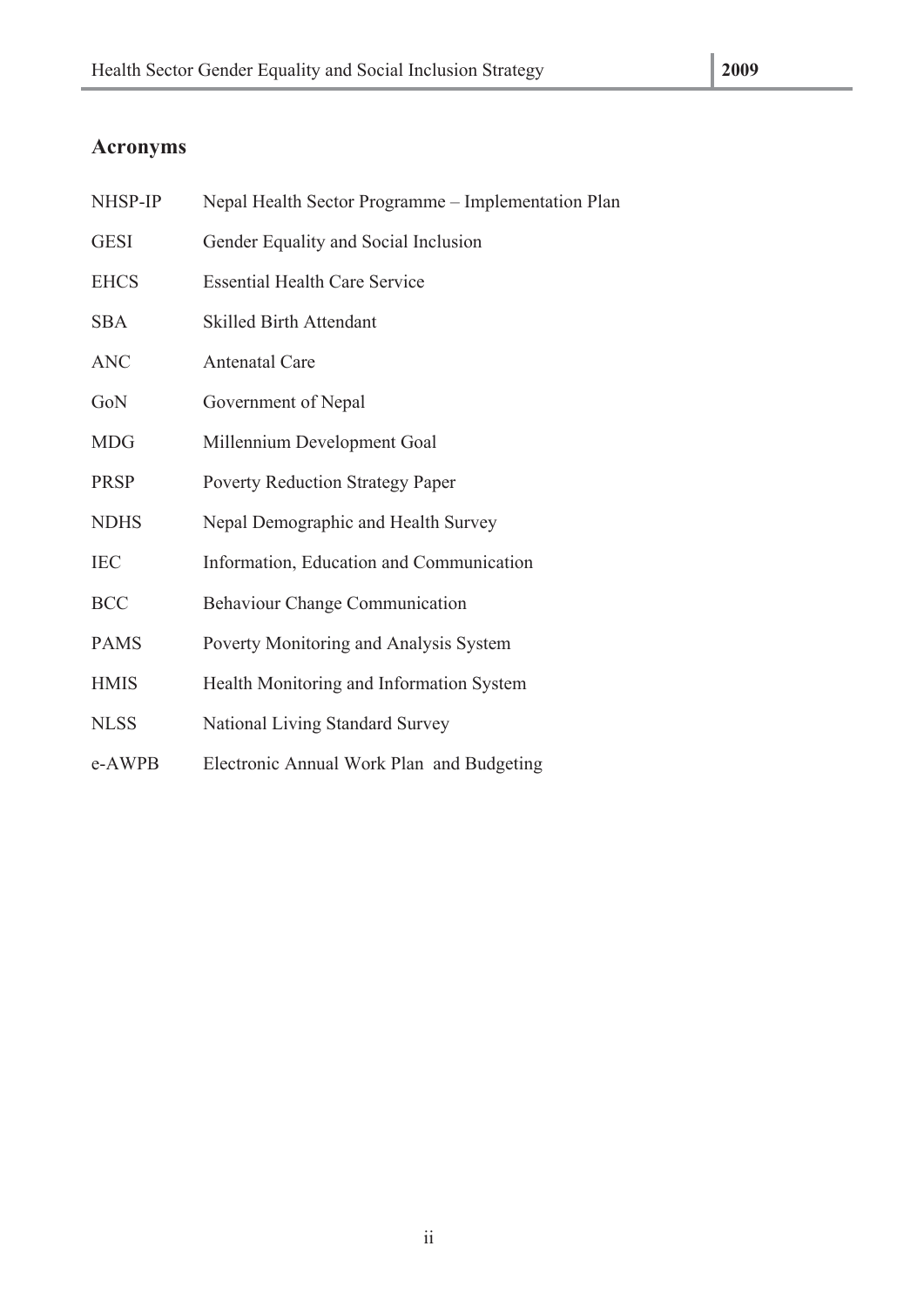## Acronyms

| | |
|---|---|
| NHSP-IP | Nepal Health Sector Programme – Implementation Plan |
| GESI | Gender Equality and Social Inclusion |
| EHCS | Essential Health Care Service |
| SBA | Skilled Birth Attendant |
| ANC | Antenatal Care |
| GoN | Government of Nepal |
| MDG | Millennium Development Goal |
| PRSP | Poverty Reduction Strategy Paper |
| NDHS | Nepal Demographic and Health Survey |
| IEC | Information, Education and Communication |
| BCC | Behaviour Change Communication |
| PAMS | Poverty Monitoring and Analysis System |
| HMIS | Health Monitoring and Information System |
| NLSS | National Living Standard Survey |
| e-AWPB | Electronic Annual Work Plan and Budgeting |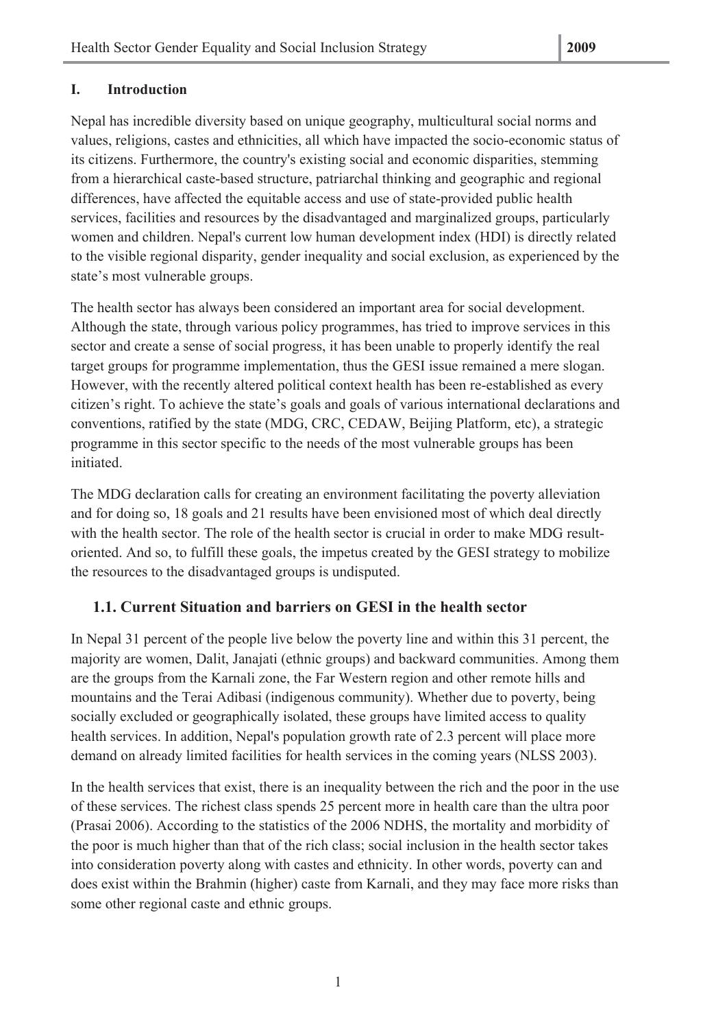# I. Introduction

Nepal has incredible diversity based on unique geography, multicultural social norms and values, religions, castes and ethnicities, all which have impacted the socio-economic status of its citizens. Furthermore, the country's existing social and economic disparities, stemming from a hierarchical caste-based structure, patriarchal thinking and geographic and regional differences, have affected the equitable access and use of state-provided public health services, facilities and resources by the disadvantaged and marginalized groups, particularly women and children. Nepal's current low human development index (HDI) is directly related to the visible regional disparity, gender inequality and social exclusion, as experienced by the state's most vulnerable groups.

The health sector has always been considered an important area for social development. Although the state, through various policy programmes, has tried to improve services in this sector and create a sense of social progress, it has been unable to properly identify the real target groups for programme implementation, thus the GESI issue remained a mere slogan. However, with the recently altered political context health has been re-established as every citizen's right. To achieve the state's goals and goals of various international declarations and conventions, ratified by the state (MDG, CRC, CEDAW, Beijing Platform, etc), a strategic programme in this sector specific to the needs of the most vulnerable groups has been initiated.

The MDG declaration calls for creating an environment facilitating the poverty alleviation and for doing so, 18 goals and 21 results have been envisioned most of which deal directly with the health sector. The role of the health sector is crucial in order to make MDG result-oriented. And so, to fulfill these goals, the impetus created by the GESI strategy to mobilize the resources to the disadvantaged groups is undisputed.

## 1.1. Current Situation and barriers on GESI in the health sector

In Nepal 31 percent of the people live below the poverty line and within this 31 percent, the majority are women, Dalit, Janajati (ethnic groups) and backward communities. Among them are the groups from the Karnali zone, the Far Western region and other remote hills and mountains and the Terai Adibasi (indigenous community). Whether due to poverty, being socially excluded or geographically isolated, these groups have limited access to quality health services. In addition, Nepal's population growth rate of 2.3 percent will place more demand on already limited facilities for health services in the coming years (NLSS 2003).

In the health services that exist, there is an inequality between the rich and the poor in the use of these services. The richest class spends 25 percent more in health care than the ultra poor (Prasai 2006). According to the statistics of the 2006 NDHS, the mortality and morbidity of the poor is much higher than that of the rich class; social inclusion in the health sector takes into consideration poverty along with castes and ethnicity. In other words, poverty can and does exist within the Brahmin (higher) caste from Karnali, and they may face more risks than some other regional caste and ethnic groups.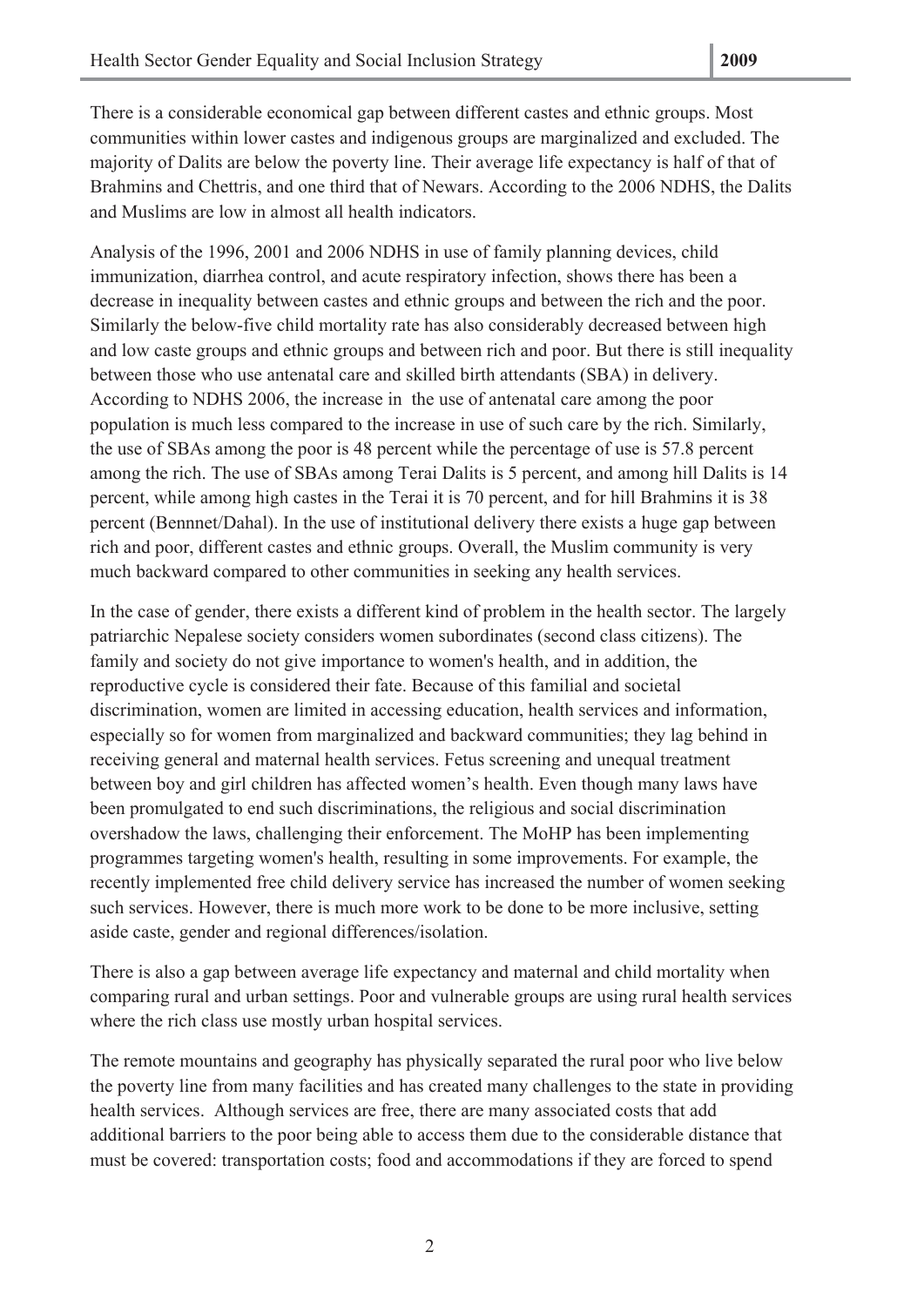There is a considerable economical gap between different castes and ethnic groups. Most communities within lower castes and indigenous groups are marginalized and excluded. The majority of Dalits are below the poverty line. Their average life expectancy is half of that of Brahmins and Chettris, and one third that of Newars. According to the 2006 NDHS, the Dalits and Muslims are low in almost all health indicators.

Analysis of the 1996, 2001 and 2006 NDHS in use of family planning devices, child immunization, diarrhea control, and acute respiratory infection, shows there has been a decrease in inequality between castes and ethnic groups and between the rich and the poor. Similarly the below-five child mortality rate has also considerably decreased between high and low caste groups and ethnic groups and between rich and poor. But there is still inequality between those who use antenatal care and skilled birth attendants (SBA) in delivery. According to NDHS 2006, the increase in the use of antenatal care among the poor population is much less compared to the increase in use of such care by the rich. Similarly, the use of SBAs among the poor is 48 percent while the percentage of use is 57.8 percent among the rich. The use of SBAs among Terai Dalits is 5 percent, and among hill Dalits is 14 percent, while among high castes in the Terai it is 70 percent, and for hill Brahmins it is 38 percent (Bennnet/Dahal). In the use of institutional delivery there exists a huge gap between rich and poor, different castes and ethnic groups. Overall, the Muslim community is very much backward compared to other communities in seeking any health services.

In the case of gender, there exists a different kind of problem in the health sector. The largely patriarchic Nepalese society considers women subordinates (second class citizens). The family and society do not give importance to women's health, and in addition, the reproductive cycle is considered their fate. Because of this familial and societal discrimination, women are limited in accessing education, health services and information, especially so for women from marginalized and backward communities; they lag behind in receiving general and maternal health services. Fetus screening and unequal treatment between boy and girl children has affected women's health. Even though many laws have been promulgated to end such discriminations, the religious and social discrimination overshadow the laws, challenging their enforcement. The MoHP has been implementing programmes targeting women's health, resulting in some improvements. For example, the recently implemented free child delivery service has increased the number of women seeking such services. However, there is much more work to be done to be more inclusive, setting aside caste, gender and regional differences/isolation.

There is also a gap between average life expectancy and maternal and child mortality when comparing rural and urban settings. Poor and vulnerable groups are using rural health services where the rich class use mostly urban hospital services.

The remote mountains and geography has physically separated the rural poor who live below the poverty line from many facilities and has created many challenges to the state in providing health services. Although services are free, there are many associated costs that add additional barriers to the poor being able to access them due to the considerable distance that must be covered: transportation costs; food and accommodations if they are forced to spend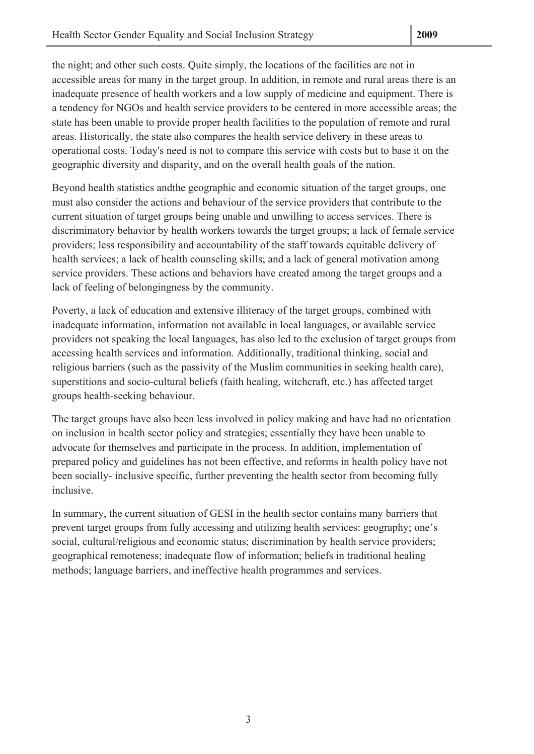the night; and other such costs. Quite simply, the locations of the facilities are not in accessible areas for many in the target group. In addition, in remote and rural areas there is an inadequate presence of health workers and a low supply of medicine and equipment. There is a tendency for NGOs and health service providers to be centered in more accessible areas; the state has been unable to provide proper health facilities to the population of remote and rural areas. Historically, the state also compares the health service delivery in these areas to operational costs. Today's need is not to compare this service with costs but to base it on the geographic diversity and disparity, and on the overall health goals of the nation.

Beyond health statistics andthe geographic and economic situation of the target groups, one must also consider the actions and behaviour of the service providers that contribute to the current situation of target groups being unable and unwilling to access services. There is discriminatory behavior by health workers towards the target groups; a lack of female service providers; less responsibility and accountability of the staff towards equitable delivery of health services; a lack of health counseling skills; and a lack of general motivation among service providers. These actions and behaviors have created among the target groups and a lack of feeling of belongingness by the community.

Poverty, a lack of education and extensive illiteracy of the target groups, combined with inadequate information, information not available in local languages, or available service providers not speaking the local languages, has also led to the exclusion of target groups from accessing health services and information. Additionally, traditional thinking, social and religious barriers (such as the passivity of the Muslim communities in seeking health care), superstitions and socio-cultural beliefs (faith healing, witchcraft, etc.) has affected target groups health-seeking behaviour.

The target groups have also been less involved in policy making and have had no orientation on inclusion in health sector policy and strategies; essentially they have been unable to advocate for themselves and participate in the process. In addition, implementation of prepared policy and guidelines has not been effective, and reforms in health policy have not been socially- inclusive specific, further preventing the health sector from becoming fully inclusive.

In summary, the current situation of GESI in the health sector contains many barriers that prevent target groups from fully accessing and utilizing health services: geography; one's social, cultural/religious and economic status; discrimination by health service providers; geographical remoteness; inadequate flow of information; beliefs in traditional healing methods; language barriers, and ineffective health programmes and services.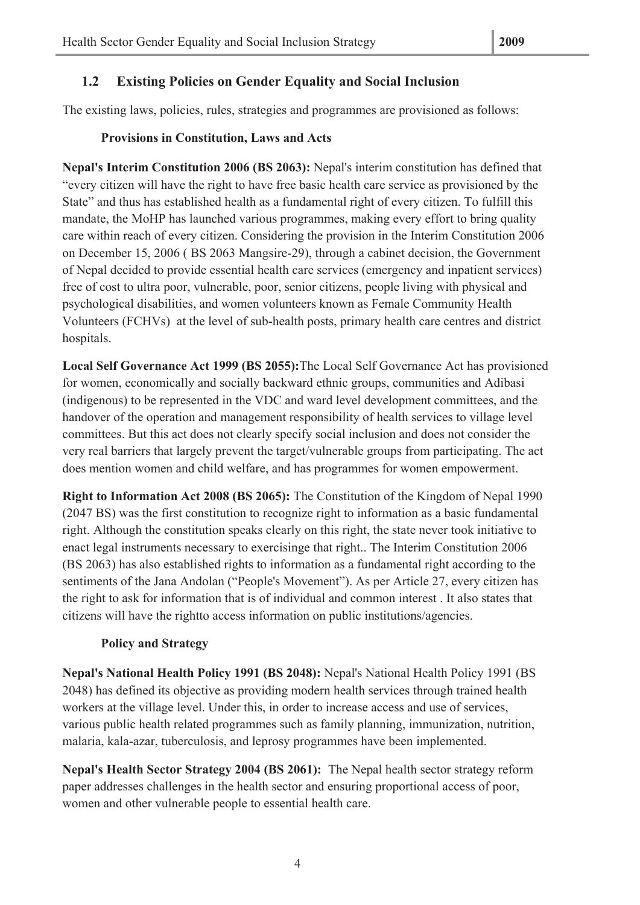## 1.2 Existing Policies on Gender Equality and Social Inclusion

The existing laws, policies, rules, strategies and programmes are provisioned as follows:

### Provisions in Constitution, Laws and Acts

**Nepal's Interim Constitution 2006 (BS 2063):** Nepal's interim constitution has defined that "every citizen will have the right to have free basic health care service as provisioned by the State" and thus has established health as a fundamental right of every citizen. To fulfill this mandate, the MoHP has launched various programmes, making every effort to bring quality care within reach of every citizen. Considering the provision in the Interim Constitution 2006 on December 15, 2006 ( BS 2063 Mangsire-29), through a cabinet decision, the Government of Nepal decided to provide essential health care services (emergency and inpatient services) free of cost to ultra poor, vulnerable, poor, senior citizens, people living with physical and psychological disabilities, and women volunteers known as Female Community Health Volunteers (FCHVs) at the level of sub-health posts, primary health care centres and district hospitals.

**Local Self Governance Act 1999 (BS 2055):**The Local Self Governance Act has provisioned for women, economically and socially backward ethnic groups, communities and Adibasi (indigenous) to be represented in the VDC and ward level development committees, and the handover of the operation and management responsibility of health services to village level committees. But this act does not clearly specify social inclusion and does not consider the very real barriers that largely prevent the target/vulnerable groups from participating. The act does mention women and child welfare, and has programmes for women empowerment.

**Right to Information Act 2008 (BS 2065):** The Constitution of the Kingdom of Nepal 1990 (2047 BS) was the first constitution to recognize right to information as a basic fundamental right. Although the constitution speaks clearly on this right, the state never took initiative to enact legal instruments necessary to exercisinge that right.. The Interim Constitution 2006 (BS 2063) has also established rights to information as a fundamental right according to the sentiments of the Jana Andolan ("People's Movement"). As per Article 27, every citizen has the right to ask for information that is of individual and common interest . It also states that citizens will have the rightto access information on public institutions/agencies.

### Policy and Strategy

**Nepal's National Health Policy 1991 (BS 2048):** Nepal's National Health Policy 1991 (BS 2048) has defined its objective as providing modern health services through trained health workers at the village level. Under this, in order to increase access and use of services, various public health related programmes such as family planning, immunization, nutrition, malaria, kala-azar, tuberculosis, and leprosy programmes have been implemented.

**Nepal's Health Sector Strategy 2004 (BS 2061):** The Nepal health sector strategy reform paper addresses challenges in the health sector and ensuring proportional access of poor, women and other vulnerable people to essential health care.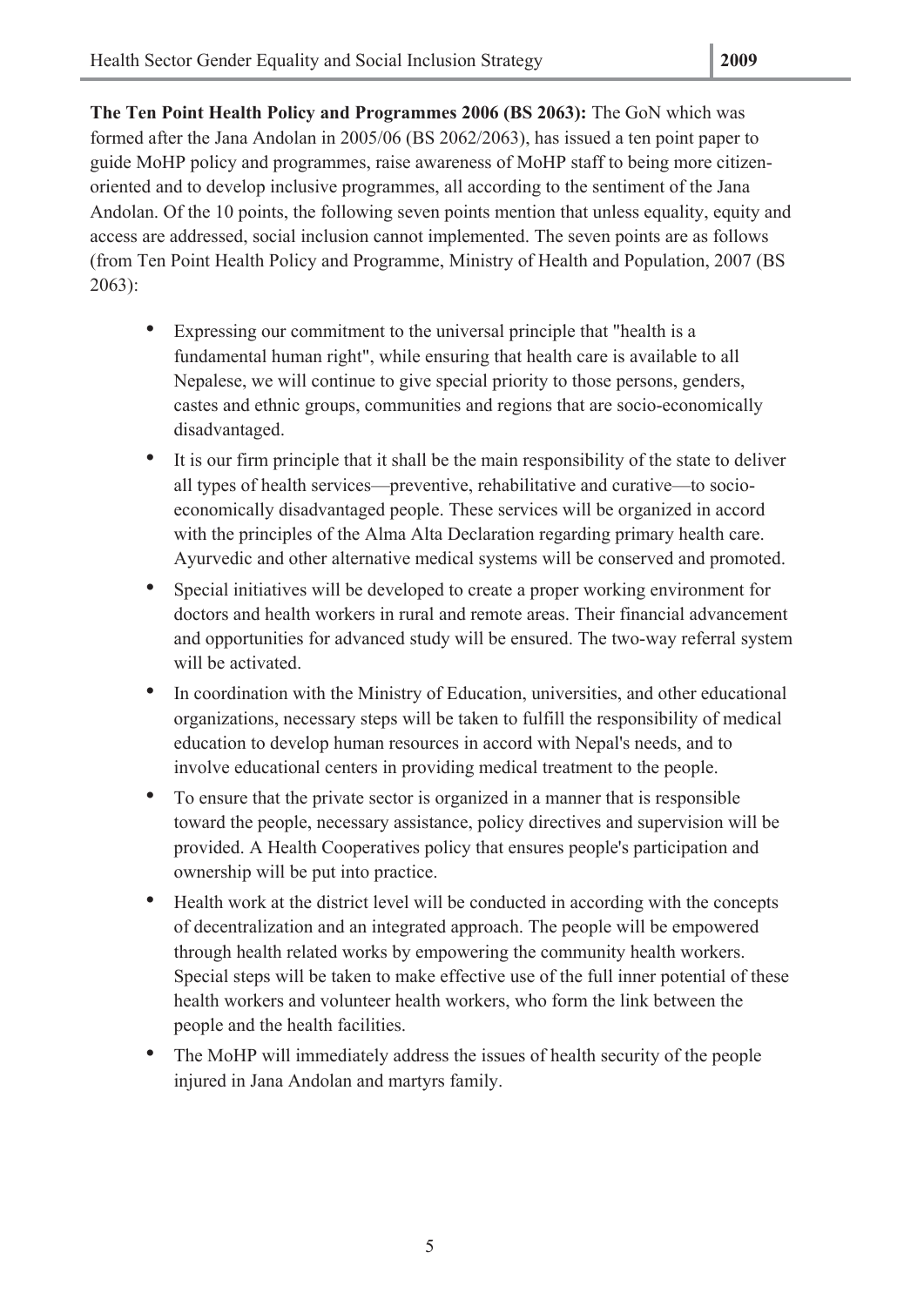**The Ten Point Health Policy and Programmes 2006 (BS 2063):** The GoN which was formed after the Jana Andolan in 2005/06 (BS 2062/2063), has issued a ten point paper to guide MoHP policy and programmes, raise awareness of MoHP staff to being more citizen-oriented and to develop inclusive programmes, all according to the sentiment of the Jana Andolan. Of the 10 points, the following seven points mention that unless equality, equity and access are addressed, social inclusion cannot implemented. The seven points are as follows (from Ten Point Health Policy and Programme, Ministry of Health and Population, 2007 (BS 2063):

- Expressing our commitment to the universal principle that "health is a fundamental human right", while ensuring that health care is available to all Nepalese, we will continue to give special priority to those persons, genders, castes and ethnic groups, communities and regions that are socio-economically disadvantaged.
- It is our firm principle that it shall be the main responsibility of the state to deliver all types of health services—preventive, rehabilitative and curative—to socio-economically disadvantaged people. These services will be organized in accord with the principles of the Alma Alta Declaration regarding primary health care. Ayurvedic and other alternative medical systems will be conserved and promoted.
- Special initiatives will be developed to create a proper working environment for doctors and health workers in rural and remote areas. Their financial advancement and opportunities for advanced study will be ensured. The two-way referral system will be activated.
- In coordination with the Ministry of Education, universities, and other educational organizations, necessary steps will be taken to fulfill the responsibility of medical education to develop human resources in accord with Nepal's needs, and to involve educational centers in providing medical treatment to the people.
- To ensure that the private sector is organized in a manner that is responsible toward the people, necessary assistance, policy directives and supervision will be provided. A Health Cooperatives policy that ensures people's participation and ownership will be put into practice.
- Health work at the district level will be conducted in according with the concepts of decentralization and an integrated approach. The people will be empowered through health related works by empowering the community health workers. Special steps will be taken to make effective use of the full inner potential of these health workers and volunteer health workers, who form the link between the people and the health facilities.
- The MoHP will immediately address the issues of health security of the people injured in Jana Andolan and martyrs family.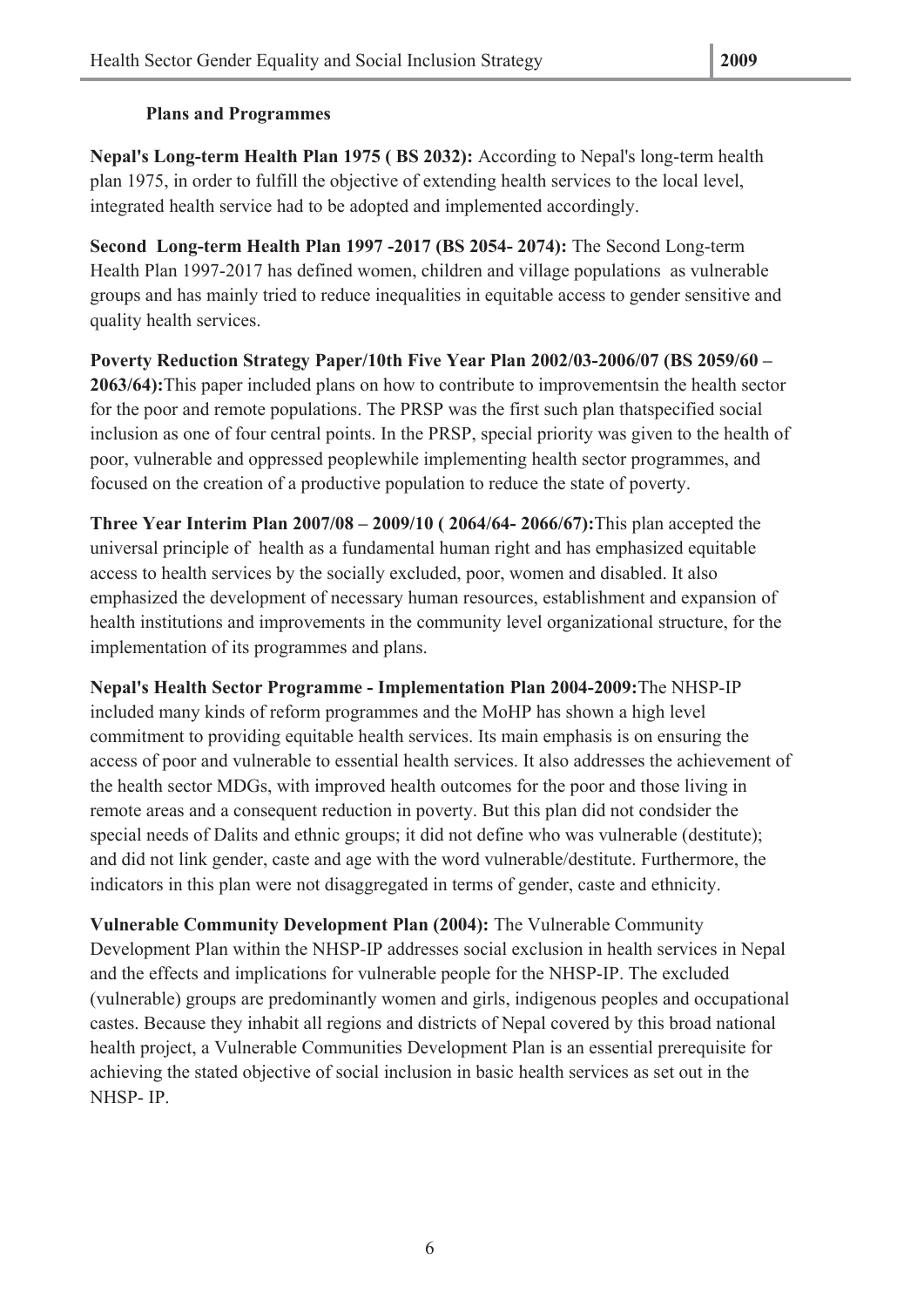### Plans and Programmes

**Nepal's Long-term Health Plan 1975 ( BS 2032):** According to Nepal's long-term health plan 1975, in order to fulfill the objective of extending health services to the local level, integrated health service had to be adopted and implemented accordingly.

**Second Long-term Health Plan 1997 -2017 (BS 2054- 2074):** The Second Long-term Health Plan 1997-2017 has defined women, children and village populations as vulnerable groups and has mainly tried to reduce inequalities in equitable access to gender sensitive and quality health services.

**Poverty Reduction Strategy Paper/10th Five Year Plan 2002/03-2006/07 (BS 2059/60 – 2063/64):**This paper included plans on how to contribute to improvementsin the health sector for the poor and remote populations. The PRSP was the first such plan thatspecified social inclusion as one of four central points. In the PRSP, special priority was given to the health of poor, vulnerable and oppressed peoplewhile implementing health sector programmes, and focused on the creation of a productive population to reduce the state of poverty.

**Three Year Interim Plan 2007/08 – 2009/10 ( 2064/64- 2066/67):**This plan accepted the universal principle of health as a fundamental human right and has emphasized equitable access to health services by the socially excluded, poor, women and disabled. It also emphasized the development of necessary human resources, establishment and expansion of health institutions and improvements in the community level organizational structure, for the implementation of its programmes and plans.

**Nepal's Health Sector Programme - Implementation Plan 2004-2009:**The NHSP-IP included many kinds of reform programmes and the MoHP has shown a high level commitment to providing equitable health services. Its main emphasis is on ensuring the access of poor and vulnerable to essential health services. It also addresses the achievement of the health sector MDGs, with improved health outcomes for the poor and those living in remote areas and a consequent reduction in poverty. But this plan did not condsider the special needs of Dalits and ethnic groups; it did not define who was vulnerable (destitute); and did not link gender, caste and age with the word vulnerable/destitute. Furthermore, the indicators in this plan were not disaggregated in terms of gender, caste and ethnicity.

**Vulnerable Community Development Plan (2004):** The Vulnerable Community Development Plan within the NHSP-IP addresses social exclusion in health services in Nepal and the effects and implications for vulnerable people for the NHSP-IP. The excluded (vulnerable) groups are predominantly women and girls, indigenous peoples and occupational castes. Because they inhabit all regions and districts of Nepal covered by this broad national health project, a Vulnerable Communities Development Plan is an essential prerequisite for achieving the stated objective of social inclusion in basic health services as set out in the NHSP- IP.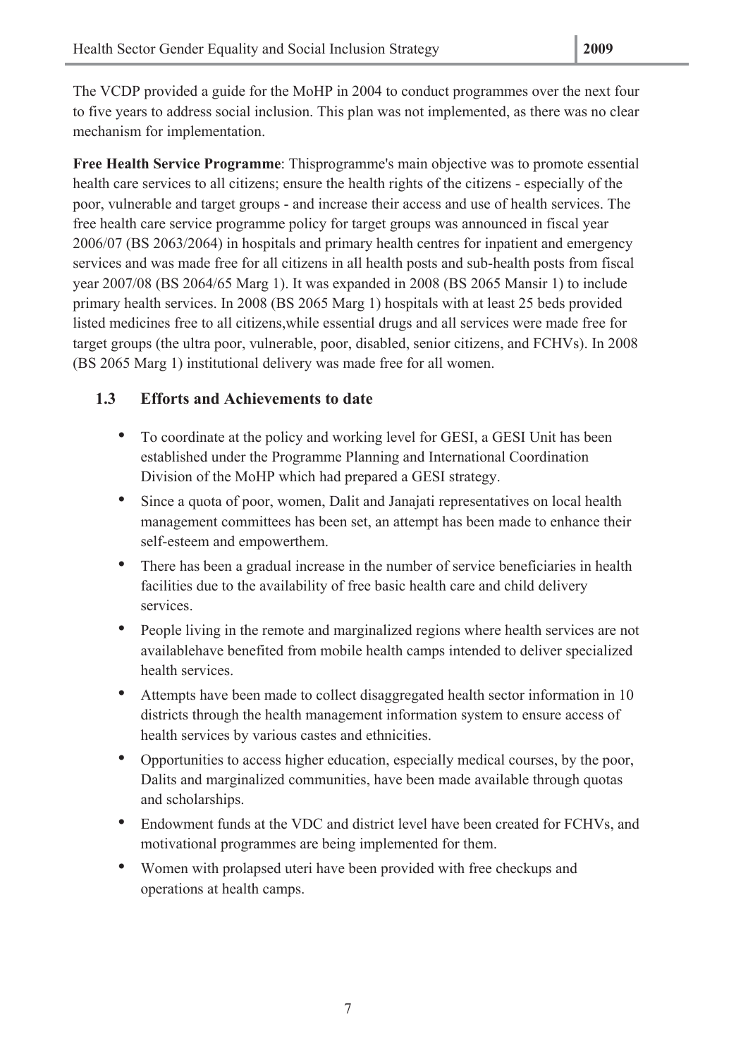The VCDP provided a guide for the MoHP in 2004 to conduct programmes over the next four to five years to address social inclusion. This plan was not implemented, as there was no clear mechanism for implementation.

**Free Health Service Programme**: Thisprogramme's main objective was to promote essential health care services to all citizens; ensure the health rights of the citizens - especially of the poor, vulnerable and target groups - and increase their access and use of health services. The free health care service programme policy for target groups was announced in fiscal year 2006/07 (BS 2063/2064) in hospitals and primary health centres for inpatient and emergency services and was made free for all citizens in all health posts and sub-health posts from fiscal year 2007/08 (BS 2064/65 Marg 1). It was expanded in 2008 (BS 2065 Mansir 1) to include primary health services. In 2008 (BS 2065 Marg 1) hospitals with at least 25 beds provided listed medicines free to all citizens,while essential drugs and all services were made free for target groups (the ultra poor, vulnerable, poor, disabled, senior citizens, and FCHVs). In 2008 (BS 2065 Marg 1) institutional delivery was made free for all women.

## 1.3 Efforts and Achievements to date

- To coordinate at the policy and working level for GESI, a GESI Unit has been established under the Programme Planning and International Coordination Division of the MoHP which had prepared a GESI strategy.
- Since a quota of poor, women, Dalit and Janajati representatives on local health management committees has been set, an attempt has been made to enhance their self-esteem and empowerthem.
- There has been a gradual increase in the number of service beneficiaries in health facilities due to the availability of free basic health care and child delivery services.
- People living in the remote and marginalized regions where health services are not availablehave benefited from mobile health camps intended to deliver specialized health services.
- Attempts have been made to collect disaggregated health sector information in 10 districts through the health management information system to ensure access of health services by various castes and ethnicities.
- Opportunities to access higher education, especially medical courses, by the poor, Dalits and marginalized communities, have been made available through quotas and scholarships.
- Endowment funds at the VDC and district level have been created for FCHVs, and motivational programmes are being implemented for them.
- Women with prolapsed uteri have been provided with free checkups and operations at health camps.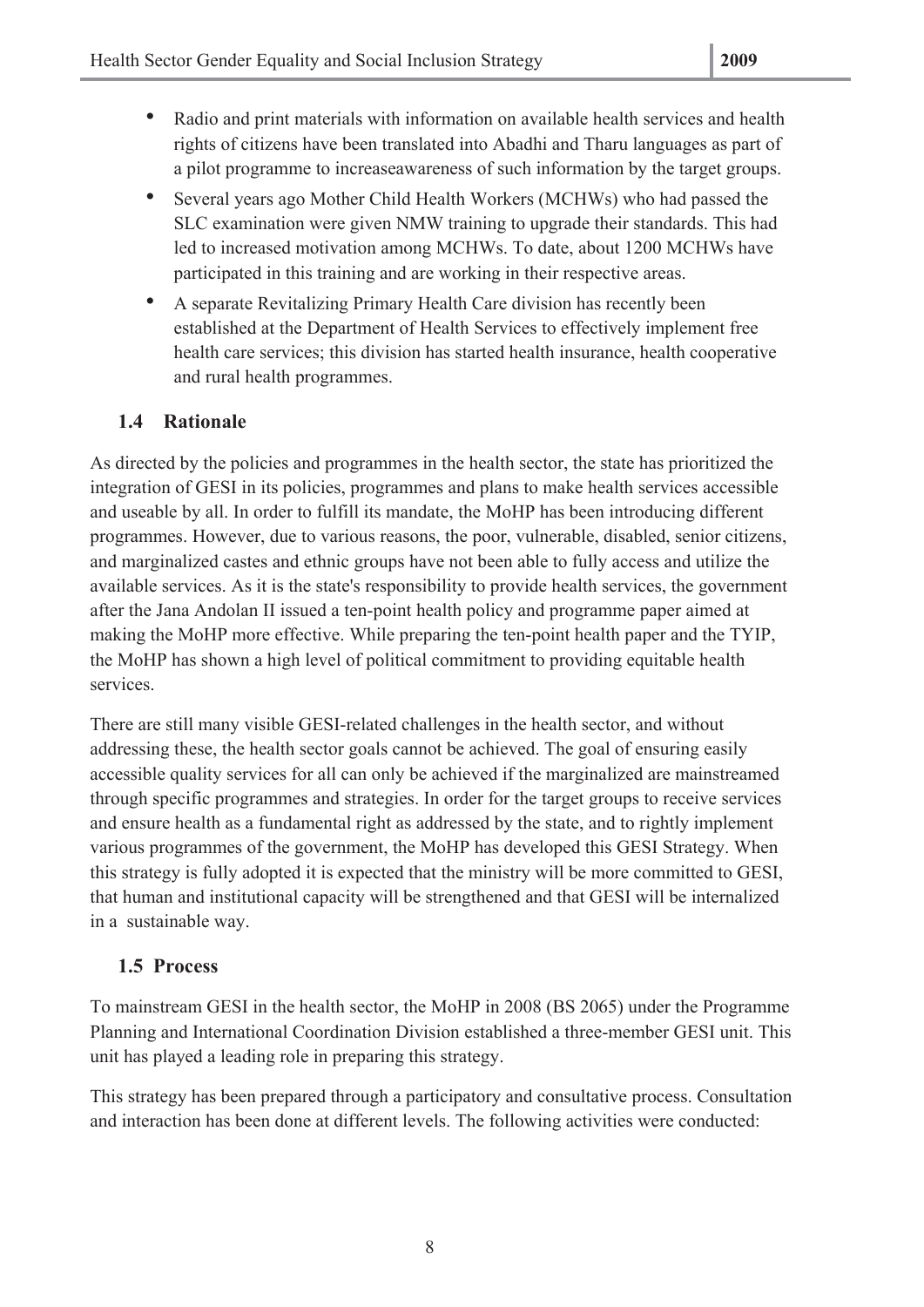- Radio and print materials with information on available health services and health rights of citizens have been translated into Abadhi and Tharu languages as part of a pilot programme to increaseawareness of such information by the target groups.
- Several years ago Mother Child Health Workers (MCHWs) who had passed the SLC examination were given NMW training to upgrade their standards. This had led to increased motivation among MCHWs. To date, about 1200 MCHWs have participated in this training and are working in their respective areas.
- A separate Revitalizing Primary Health Care division has recently been established at the Department of Health Services to effectively implement free health care services; this division has started health insurance, health cooperative and rural health programmes.

### 1.4 Rationale

As directed by the policies and programmes in the health sector, the state has prioritized the integration of GESI in its policies, programmes and plans to make health services accessible and useable by all. In order to fulfill its mandate, the MoHP has been introducing different programmes. However, due to various reasons, the poor, vulnerable, disabled, senior citizens, and marginalized castes and ethnic groups have not been able to fully access and utilize the available services. As it is the state's responsibility to provide health services, the government after the Jana Andolan II issued a ten-point health policy and programme paper aimed at making the MoHP more effective. While preparing the ten-point health paper and the TYIP, the MoHP has shown a high level of political commitment to providing equitable health services.

There are still many visible GESI-related challenges in the health sector, and without addressing these, the health sector goals cannot be achieved. The goal of ensuring easily accessible quality services for all can only be achieved if the marginalized are mainstreamed through specific programmes and strategies. In order for the target groups to receive services and ensure health as a fundamental right as addressed by the state, and to rightly implement various programmes of the government, the MoHP has developed this GESI Strategy. When this strategy is fully adopted it is expected that the ministry will be more committed to GESI, that human and institutional capacity will be strengthened and that GESI will be internalized in a sustainable way.

### 1.5 Process

To mainstream GESI in the health sector, the MoHP in 2008 (BS 2065) under the Programme Planning and International Coordination Division established a three-member GESI unit. This unit has played a leading role in preparing this strategy.

This strategy has been prepared through a participatory and consultative process. Consultation and interaction has been done at different levels. The following activities were conducted: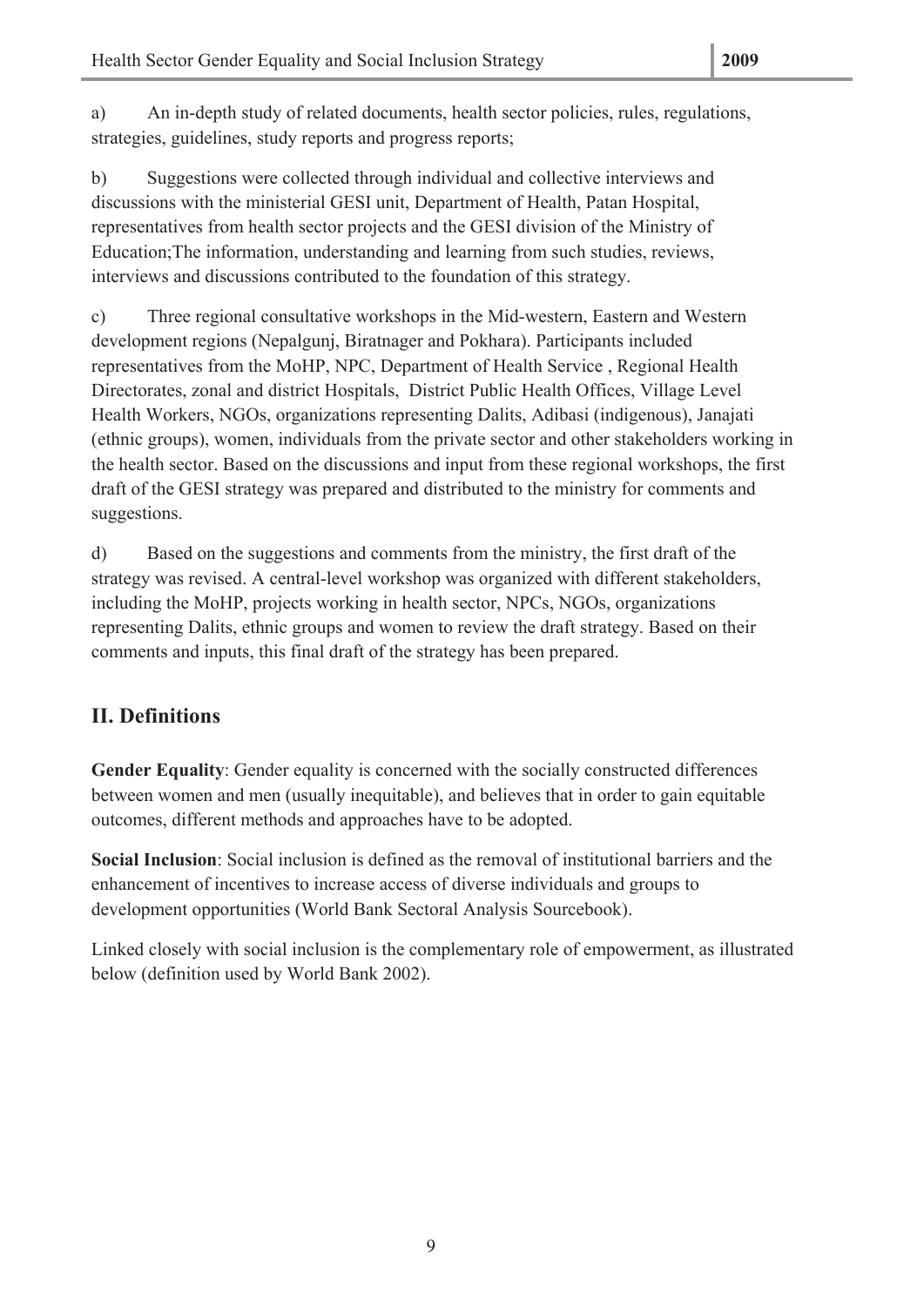a) An in-depth study of related documents, health sector policies, rules, regulations, strategies, guidelines, study reports and progress reports;

b) Suggestions were collected through individual and collective interviews and discussions with the ministerial GESI unit, Department of Health, Patan Hospital, representatives from health sector projects and the GESI division of the Ministry of Education;The information, understanding and learning from such studies, reviews, interviews and discussions contributed to the foundation of this strategy.

c) Three regional consultative workshops in the Mid-western, Eastern and Western development regions (Nepalgunj, Biratnager and Pokhara). Participants included representatives from the MoHP, NPC, Department of Health Service , Regional Health Directorates, zonal and district Hospitals, District Public Health Offices, Village Level Health Workers, NGOs, organizations representing Dalits, Adibasi (indigenous), Janajati (ethnic groups), women, individuals from the private sector and other stakeholders working in the health sector. Based on the discussions and input from these regional workshops, the first draft of the GESI strategy was prepared and distributed to the ministry for comments and suggestions.

d) Based on the suggestions and comments from the ministry, the first draft of the strategy was revised. A central-level workshop was organized with different stakeholders, including the MoHP, projects working in health sector, NPCs, NGOs, organizations representing Dalits, ethnic groups and women to review the draft strategy. Based on their comments and inputs, this final draft of the strategy has been prepared.

## II. Definitions

**Gender Equality**: Gender equality is concerned with the socially constructed differences between women and men (usually inequitable), and believes that in order to gain equitable outcomes, different methods and approaches have to be adopted.

**Social Inclusion**: Social inclusion is defined as the removal of institutional barriers and the enhancement of incentives to increase access of diverse individuals and groups to development opportunities (World Bank Sectoral Analysis Sourcebook).

Linked closely with social inclusion is the complementary role of empowerment, as illustrated below (definition used by World Bank 2002).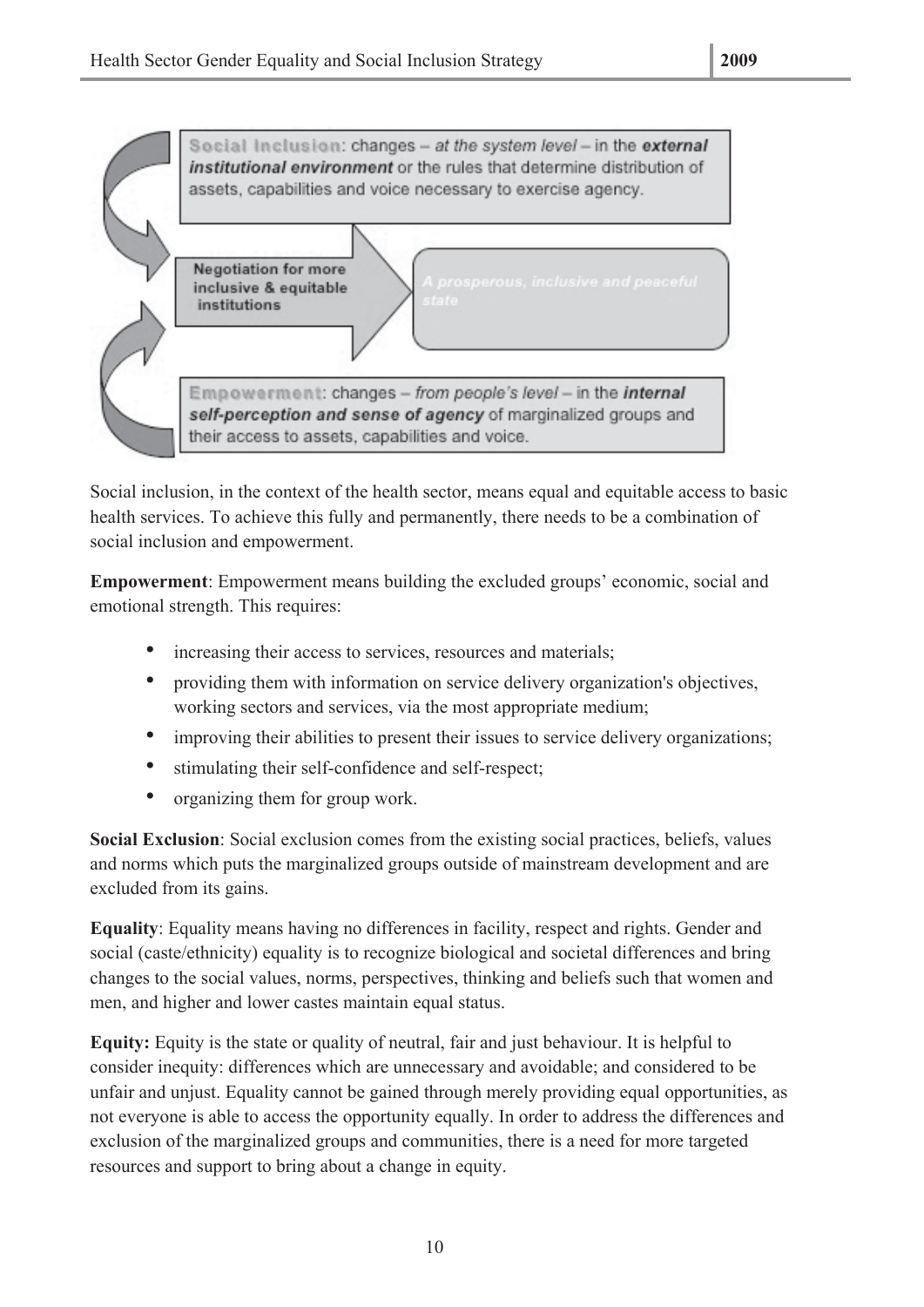**Social Inclusion**: changes – *at the system level* – in the ***external institutional environment*** or the rules that determine distribution of assets, capabilities and voice necessary to exercise agency.

**Negotiation for more inclusive & equitable institutions** → *A prosperous, inclusive and peaceful state*

**Empowerment**: changes – *from people's level* – in the ***internal self-perception and sense of agency*** of marginalized groups and their access to assets, capabilities and voice.

Social inclusion, in the context of the health sector, means equal and equitable access to basic health services. To achieve this fully and permanently, there needs to be a combination of social inclusion and empowerment.

**Empowerment**: Empowerment means building the excluded groups' economic, social and emotional strength. This requires:

- increasing their access to services, resources and materials;
- providing them with information on service delivery organization's objectives, working sectors and services, via the most appropriate medium;
- improving their abilities to present their issues to service delivery organizations;
- stimulating their self-confidence and self-respect;
- organizing them for group work.

**Social Exclusion**: Social exclusion comes from the existing social practices, beliefs, values and norms which puts the marginalized groups outside of mainstream development and are excluded from its gains.

**Equality**: Equality means having no differences in facility, respect and rights. Gender and social (caste/ethnicity) equality is to recognize biological and societal differences and bring changes to the social values, norms, perspectives, thinking and beliefs such that women and men, and higher and lower castes maintain equal status.

**Equity:** Equity is the state or quality of neutral, fair and just behaviour. It is helpful to consider inequity: differences which are unnecessary and avoidable; and considered to be unfair and unjust. Equality cannot be gained through merely providing equal opportunities, as not everyone is able to access the opportunity equally. In order to address the differences and exclusion of the marginalized groups and communities, there is a need for more targeted resources and support to bring about a change in equity.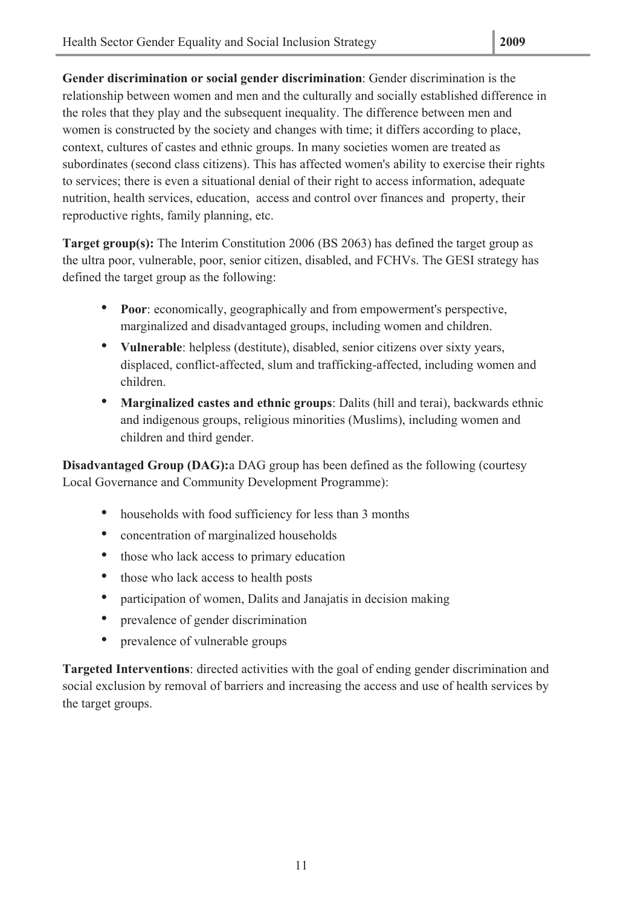**Gender discrimination or social gender discrimination**: Gender discrimination is the relationship between women and men and the culturally and socially established difference in the roles that they play and the subsequent inequality. The difference between men and women is constructed by the society and changes with time; it differs according to place, context, cultures of castes and ethnic groups. In many societies women are treated as subordinates (second class citizens). This has affected women's ability to exercise their rights to services; there is even a situational denial of their right to access information, adequate nutrition, health services, education, access and control over finances and property, their reproductive rights, family planning, etc.

**Target group(s):** The Interim Constitution 2006 (BS 2063) has defined the target group as the ultra poor, vulnerable, poor, senior citizen, disabled, and FCHVs. The GESI strategy has defined the target group as the following:

- **Poor**: economically, geographically and from empowerment's perspective, marginalized and disadvantaged groups, including women and children.
- **Vulnerable**: helpless (destitute), disabled, senior citizens over sixty years, displaced, conflict-affected, slum and trafficking-affected, including women and children.
- **Marginalized castes and ethnic groups**: Dalits (hill and terai), backwards ethnic and indigenous groups, religious minorities (Muslims), including women and children and third gender.

**Disadvantaged Group (DAG):**a DAG group has been defined as the following (courtesy Local Governance and Community Development Programme):

- households with food sufficiency for less than 3 months
- concentration of marginalized households
- those who lack access to primary education
- those who lack access to health posts
- participation of women, Dalits and Janajatis in decision making
- prevalence of gender discrimination
- prevalence of vulnerable groups

**Targeted Interventions**: directed activities with the goal of ending gender discrimination and social exclusion by removal of barriers and increasing the access and use of health services by the target groups.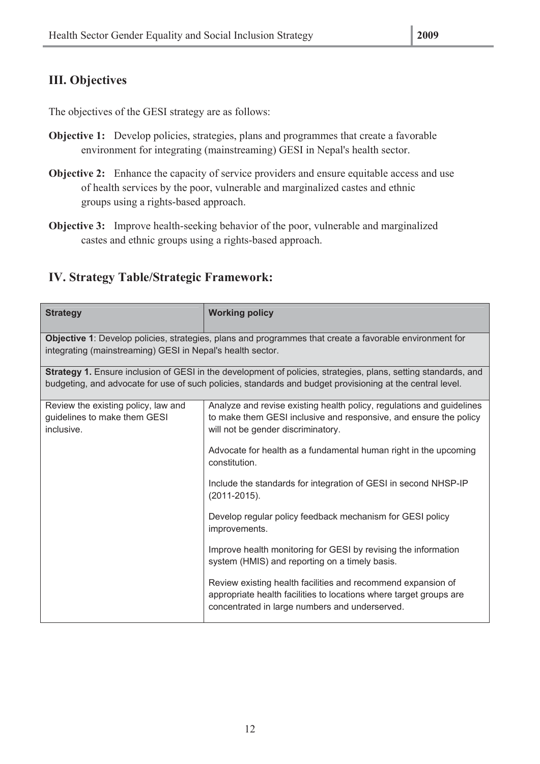## III. Objectives

The objectives of the GESI strategy are as follows:

**Objective 1:** Develop policies, strategies, plans and programmes that create a favorable environment for integrating (mainstreaming) GESI in Nepal's health sector.

**Objective 2:** Enhance the capacity of service providers and ensure equitable access and use of health services by the poor, vulnerable and marginalized castes and ethnic groups using a rights-based approach.

**Objective 3:** Improve health-seeking behavior of the poor, vulnerable and marginalized castes and ethnic groups using a rights-based approach.

## IV. Strategy Table/Strategic Framework:

| Strategy | Working policy |
|---|---|
| **Objective 1**: Develop policies, strategies, plans and programmes that create a favorable environment for integrating (mainstreaming) GESI in Nepal's health sector. | |
| **Strategy 1.** Ensure inclusion of GESI in the development of policies, strategies, plans, setting standards, and budgeting, and advocate for use of such policies, standards and budget provisioning at the central level. | |
| Review the existing policy, law and guidelines to make them GESI inclusive. | Analyze and revise existing health policy, regulations and guidelines to make them GESI inclusive and responsive, and ensure the policy will not be gender discriminatory. |
| | Advocate for health as a fundamental human right in the upcoming constitution. |
| | Include the standards for integration of GESI in second NHSP-IP (2011-2015). |
| | Develop regular policy feedback mechanism for GESI policy improvements. |
| | Improve health monitoring for GESI by revising the information system (HMIS) and reporting on a timely basis. |
| | Review existing health facilities and recommend expansion of appropriate health facilities to locations where target groups are concentrated in large numbers and underserved. |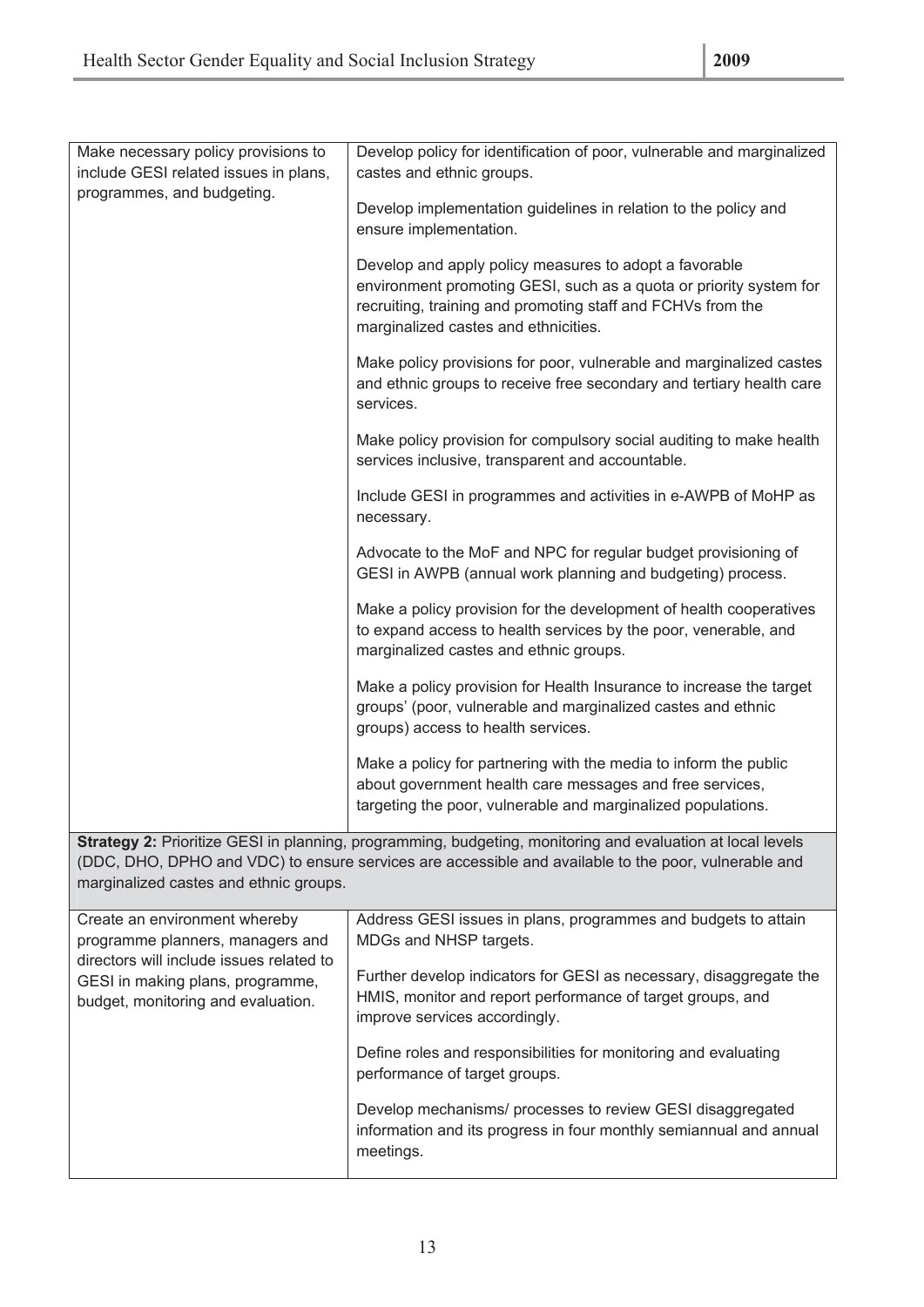| | |
|---|---|
| Make necessary policy provisions to include GESI related issues in plans, programmes, and budgeting. | Develop policy for identification of poor, vulnerable and marginalized castes and ethnic groups.<br><br>Develop implementation guidelines in relation to the policy and ensure implementation.<br><br>Develop and apply policy measures to adopt a favorable environment promoting GESI, such as a quota or priority system for recruiting, training and promoting staff and FCHVs from the marginalized castes and ethnicities.<br><br>Make policy provisions for poor, vulnerable and marginalized castes and ethnic groups to receive free secondary and tertiary health care services.<br><br>Make policy provision for compulsory social auditing to make health services inclusive, transparent and accountable.<br><br>Include GESI in programmes and activities in e-AWPB of MoHP as necessary.<br><br>Advocate to the MoF and NPC for regular budget provisioning of GESI in AWPB (annual work planning and budgeting) process.<br><br>Make a policy provision for the development of health cooperatives to expand access to health services by the poor, venerable, and marginalized castes and ethnic groups.<br><br>Make a policy provision for Health Insurance to increase the target groups' (poor, vulnerable and marginalized castes and ethnic groups) access to health services.<br><br>Make a policy for partnering with the media to inform the public about government health care messages and free services, targeting the poor, vulnerable and marginalized populations. |
| **Strategy 2:** Prioritize GESI in planning, programming, budgeting, monitoring and evaluation at local levels (DDC, DHO, DPHO and VDC) to ensure services are accessible and available to the poor, vulnerable and marginalized castes and ethnic groups. | |
| Create an environment whereby programme planners, managers and directors will include issues related to GESI in making plans, programme, budget, monitoring and evaluation. | Address GESI issues in plans, programmes and budgets to attain MDGs and NHSP targets.<br><br>Further develop indicators for GESI as necessary, disaggregate the HMIS, monitor and report performance of target groups, and improve services accordingly.<br><br>Define roles and responsibilities for monitoring and evaluating performance of target groups.<br><br>Develop mechanisms/ processes to review GESI disaggregated information and its progress in four monthly semiannual and annual meetings. |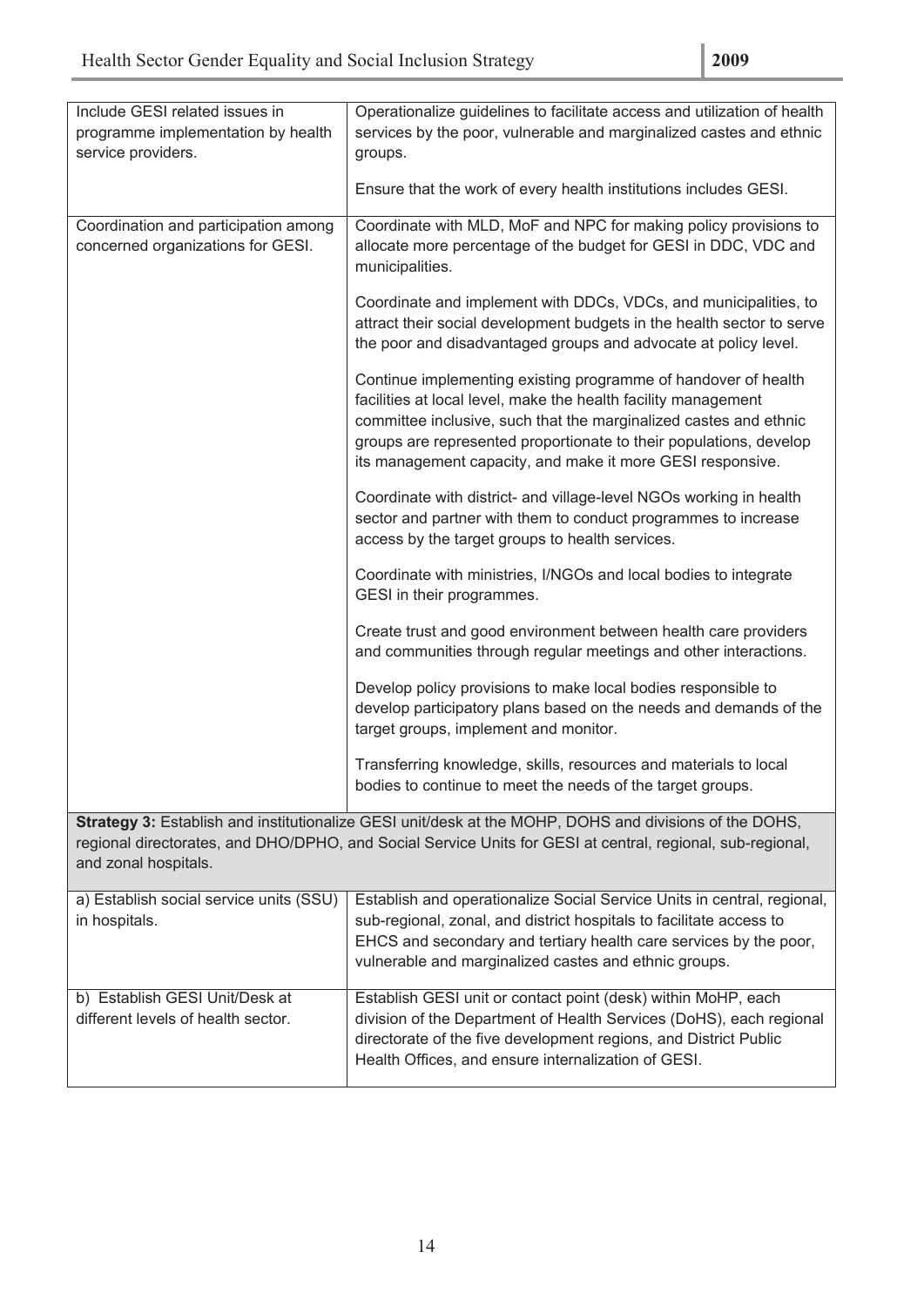| | |
|---|---|
| Include GESI related issues in programme implementation by health service providers. | Operationalize guidelines to facilitate access and utilization of health services by the poor, vulnerable and marginalized castes and ethnic groups.<br><br>Ensure that the work of every health institutions includes GESI. |
| Coordination and participation among concerned organizations for GESI. | Coordinate with MLD, MoF and NPC for making policy provisions to allocate more percentage of the budget for GESI in DDC, VDC and municipalities.<br><br>Coordinate and implement with DDCs, VDCs, and municipalities, to attract their social development budgets in the health sector to serve the poor and disadvantaged groups and advocate at policy level.<br><br>Continue implementing existing programme of handover of health facilities at local level, make the health facility management committee inclusive, such that the marginalized castes and ethnic groups are represented proportionate to their populations, develop its management capacity, and make it more GESI responsive.<br><br>Coordinate with district- and village-level NGOs working in health sector and partner with them to conduct programmes to increase access by the target groups to health services.<br><br>Coordinate with ministries, I/NGOs and local bodies to integrate GESI in their programmes.<br><br>Create trust and good environment between health care providers and communities through regular meetings and other interactions.<br><br>Develop policy provisions to make local bodies responsible to develop participatory plans based on the needs and demands of the target groups, implement and monitor.<br><br>Transferring knowledge, skills, resources and materials to local bodies to continue to meet the needs of the target groups. |
| **Strategy 3:** Establish and institutionalize GESI unit/desk at the MOHP, DOHS and divisions of the DOHS, regional directorates, and DHO/DPHO, and Social Service Units for GESI at central, regional, sub-regional, and zonal hospitals. | |
| a) Establish social service units (SSU) in hospitals. | Establish and operationalize Social Service Units in central, regional, sub-regional, zonal, and district hospitals to facilitate access to EHCS and secondary and tertiary health care services by the poor, vulnerable and marginalized castes and ethnic groups. |
| b) Establish GESI Unit/Desk at different levels of health sector. | Establish GESI unit or contact point (desk) within MoHP, each division of the Department of Health Services (DoHS), each regional directorate of the five development regions, and District Public Health Offices, and ensure internalization of GESI. |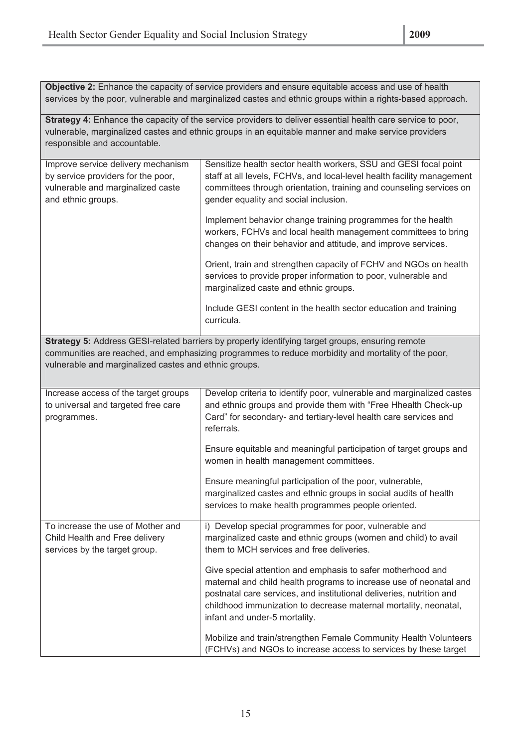| **Objective 2:** Enhance the capacity of service providers and ensure equitable access and use of health services by the poor, vulnerable and marginalized castes and ethnic groups within a rights-based approach. | |
|---|---|
| **Strategy 4:** Enhance the capacity of the service providers to deliver essential health care service to poor, vulnerable, marginalized castes and ethnic groups in an equitable manner and make service providers responsible and accountable. | |
| Improve service delivery mechanism by service providers for the poor, vulnerable and marginalized caste and ethnic groups. | Sensitize health sector health workers, SSU and GESI focal point staff at all levels, FCHVs, and local-level health facility management committees through orientation, training and counseling services on gender equality and social inclusion.<br><br>Implement behavior change training programmes for the health workers, FCHVs and local health management committees to bring changes on their behavior and attitude, and improve services.<br><br>Orient, train and strengthen capacity of FCHV and NGOs on health services to provide proper information to poor, vulnerable and marginalized caste and ethnic groups.<br><br>Include GESI content in the health sector education and training curricula. |
| **Strategy 5:** Address GESI-related barriers by properly identifying target groups, ensuring remote communities are reached, and emphasizing programmes to reduce morbidity and mortality of the poor, vulnerable and marginalized castes and ethnic groups. | |
| Increase access of the target groups to universal and targeted free care programmes. | Develop criteria to identify poor, vulnerable and marginalized castes and ethnic groups and provide them with "Free Hhealth Check-up Card" for secondary- and tertiary-level health care services and referrals.<br><br>Ensure equitable and meaningful participation of target groups and women in health management committees.<br><br>Ensure meaningful participation of the poor, vulnerable, marginalized castes and ethnic groups in social audits of health services to make health programmes people oriented. |
| To increase the use of Mother and Child Health and Free delivery services by the target group. | i) Develop special programmes for poor, vulnerable and marginalized caste and ethnic groups (women and child) to avail them to MCH services and free deliveries.<br><br>Give special attention and emphasis to safer motherhood and maternal and child health programs to increase use of neonatal and postnatal care services, and institutional deliveries, nutrition and childhood immunization to decrease maternal mortality, neonatal, infant and under-5 mortality.<br><br>Mobilize and train/strengthen Female Community Health Volunteers (FCHVs) and NGOs to increase access to services by these target |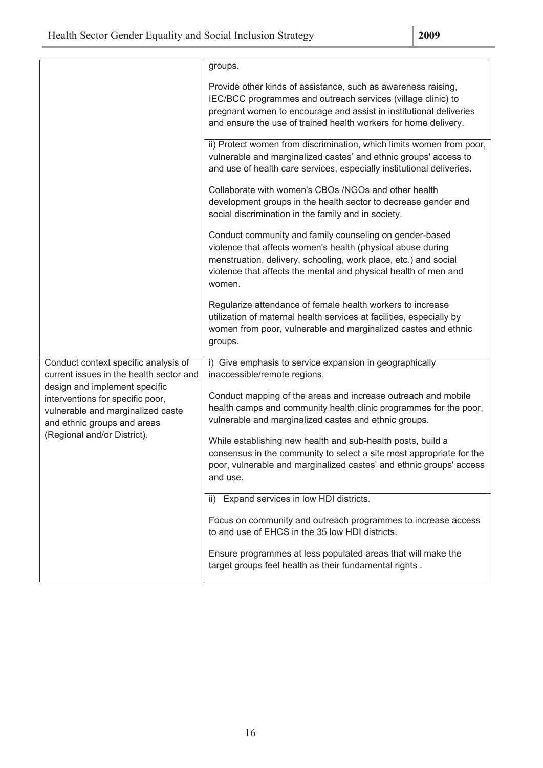| | |
|---|---|
| | groups.<br><br>Provide other kinds of assistance, such as awareness raising, IEC/BCC programmes and outreach services (village clinic) to pregnant women to encourage and assist in institutional deliveries and ensure the use of trained health workers for home delivery. |
| | ii) Protect women from discrimination, which limits women from poor, vulnerable and marginalized castes' and ethnic groups' access to and use of health care services, especially institutional deliveries.<br><br>Collaborate with women's CBOs /NGOs and other health development groups in the health sector to decrease gender and social discrimination in the family and in society.<br><br>Conduct community and family counseling on gender-based violence that affects women's health (physical abuse during menstruation, delivery, schooling, work place, etc.) and social violence that affects the mental and physical health of men and women.<br><br>Regularize attendance of female health workers to increase utilization of maternal health services at facilities, especially by women from poor, vulnerable and marginalized castes and ethnic groups. |
| Conduct context specific analysis of current issues in the health sector and design and implement specific interventions for specific poor, vulnerable and marginalized caste and ethnic groups and areas (Regional and/or District). | i) Give emphasis to service expansion in geographically inaccessible/remote regions.<br><br>Conduct mapping of the areas and increase outreach and mobile health camps and community health clinic programmes for the poor, vulnerable and marginalized castes and ethnic groups.<br><br>While establishing new health and sub-health posts, build a consensus in the community to select a site most appropriate for the poor, vulnerable and marginalized castes' and ethnic groups' access and use. |
| | ii) Expand services in low HDI districts.<br><br>Focus on community and outreach programmes to increase access to and use of EHCS in the 35 low HDI districts.<br><br>Ensure programmes at less populated areas that will make the target groups feel health as their fundamental rights . |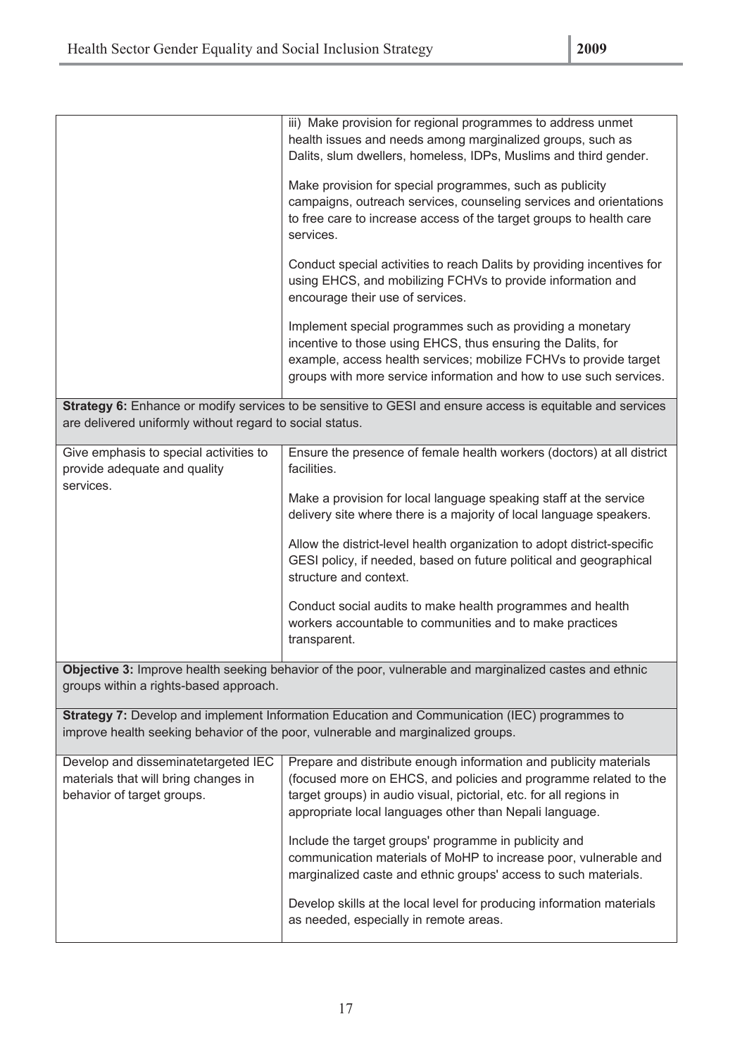| | |
|---|---|
| | iii) Make provision for regional programmes to address unmet health issues and needs among marginalized groups, such as Dalits, slum dwellers, homeless, IDPs, Muslims and third gender.<br><br>Make provision for special programmes, such as publicity campaigns, outreach services, counseling services and orientations to free care to increase access of the target groups to health care services.<br><br>Conduct special activities to reach Dalits by providing incentives for using EHCS, and mobilizing FCHVs to provide information and encourage their use of services.<br><br>Implement special programmes such as providing a monetary incentive to those using EHCS, thus ensuring the Dalits, for example, access health services; mobilize FCHVs to provide target groups with more service information and how to use such services. |
| **Strategy 6:** Enhance or modify services to be sensitive to GESI and ensure access is equitable and services are delivered uniformly without regard to social status. | |
| Give emphasis to special activities to provide adequate and quality services. | Ensure the presence of female health workers (doctors) at all district facilities.<br><br>Make a provision for local language speaking staff at the service delivery site where there is a majority of local language speakers.<br><br>Allow the district-level health organization to adopt district-specific GESI policy, if needed, based on future political and geographical structure and context.<br><br>Conduct social audits to make health programmes and health workers accountable to communities and to make practices transparent. |
| **Objective 3:** Improve health seeking behavior of the poor, vulnerable and marginalized castes and ethnic groups within a rights-based approach. | |
| **Strategy 7:** Develop and implement Information Education and Communication (IEC) programmes to improve health seeking behavior of the poor, vulnerable and marginalized groups. | |
| Develop and disseminatetargeted IEC materials that will bring changes in behavior of target groups. | Prepare and distribute enough information and publicity materials (focused more on EHCS, and policies and programme related to the target groups) in audio visual, pictorial, etc. for all regions in appropriate local languages other than Nepali language.<br><br>Include the target groups' programme in publicity and communication materials of MoHP to increase poor, vulnerable and marginalized caste and ethnic groups' access to such materials.<br><br>Develop skills at the local level for producing information materials as needed, especially in remote areas. |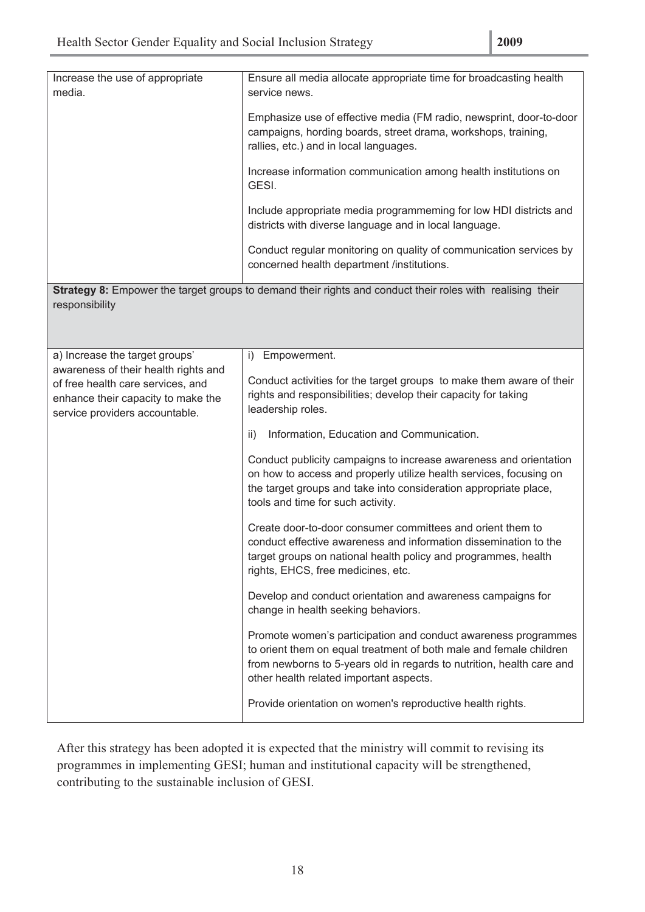| | |
|---|---|
| Increase the use of appropriate media. | Ensure all media allocate appropriate time for broadcasting health service news.<br><br>Emphasize use of effective media (FM radio, newsprint, door-to-door campaigns, hording boards, street drama, workshops, training, rallies, etc.) and in local languages.<br><br>Increase information communication among health institutions on GESI.<br><br>Include appropriate media programmeming for low HDI districts and districts with diverse language and in local language.<br><br>Conduct regular monitoring on quality of communication services by concerned health department /institutions. |
| **Strategy 8:** Empower the target groups to demand their rights and conduct their roles with realising their responsibility | |
| a) Increase the target groups' awareness of their health rights and of free health care services, and enhance their capacity to make the service providers accountable. | i) Empowerment.<br><br>Conduct activities for the target groups to make them aware of their rights and responsibilities; develop their capacity for taking leadership roles.<br><br>ii) Information, Education and Communication.<br><br>Conduct publicity campaigns to increase awareness and orientation on how to access and properly utilize health services, focusing on the target groups and take into consideration appropriate place, tools and time for such activity.<br><br>Create door-to-door consumer committees and orient them to conduct effective awareness and information dissemination to the target groups on national health policy and programmes, health rights, EHCS, free medicines, etc.<br><br>Develop and conduct orientation and awareness campaigns for change in health seeking behaviors.<br><br>Promote women's participation and conduct awareness programmes to orient them on equal treatment of both male and female children from newborns to 5-years old in regards to nutrition, health care and other health related important aspects.<br><br>Provide orientation on women's reproductive health rights. |

After this strategy has been adopted it is expected that the ministry will commit to revising its programmes in implementing GESI; human and institutional capacity will be strengthened, contributing to the sustainable inclusion of GESI.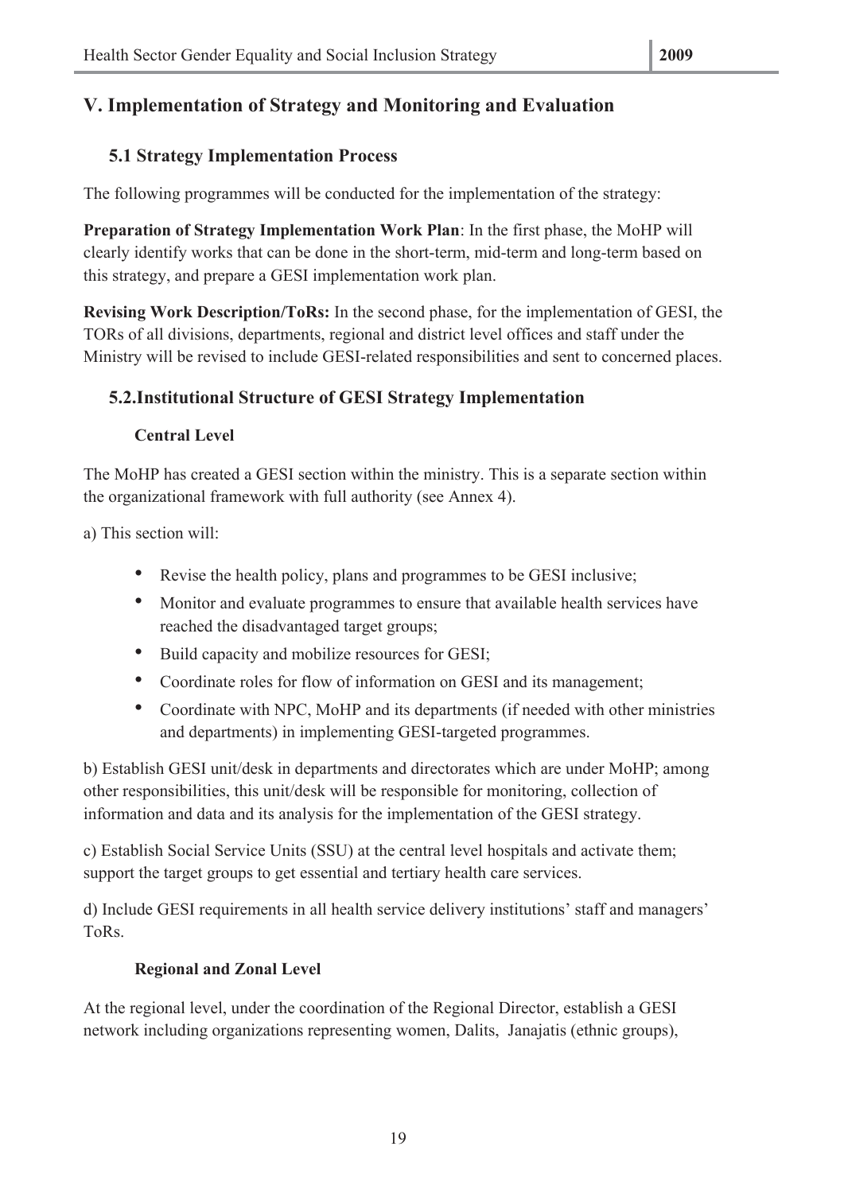# V. Implementation of Strategy and Monitoring and Evaluation

## 5.1 Strategy Implementation Process

The following programmes will be conducted for the implementation of the strategy:

**Preparation of Strategy Implementation Work Plan**: In the first phase, the MoHP will clearly identify works that can be done in the short-term, mid-term and long-term based on this strategy, and prepare a GESI implementation work plan.

**Revising Work Description/ToRs:** In the second phase, for the implementation of GESI, the TORs of all divisions, departments, regional and district level offices and staff under the Ministry will be revised to include GESI-related responsibilities and sent to concerned places.

## 5.2.Institutional Structure of GESI Strategy Implementation

### Central Level

The MoHP has created a GESI section within the ministry. This is a separate section within the organizational framework with full authority (see Annex 4).

a) This section will:

- Revise the health policy, plans and programmes to be GESI inclusive;
- Monitor and evaluate programmes to ensure that available health services have reached the disadvantaged target groups;
- Build capacity and mobilize resources for GESI;
- Coordinate roles for flow of information on GESI and its management;
- Coordinate with NPC, MoHP and its departments (if needed with other ministries and departments) in implementing GESI-targeted programmes.

b) Establish GESI unit/desk in departments and directorates which are under MoHP; among other responsibilities, this unit/desk will be responsible for monitoring, collection of information and data and its analysis for the implementation of the GESI strategy.

c) Establish Social Service Units (SSU) at the central level hospitals and activate them; support the target groups to get essential and tertiary health care services.

d) Include GESI requirements in all health service delivery institutions' staff and managers' ToRs.

### Regional and Zonal Level

At the regional level, under the coordination of the Regional Director, establish a GESI network including organizations representing women, Dalits, Janajatis (ethnic groups),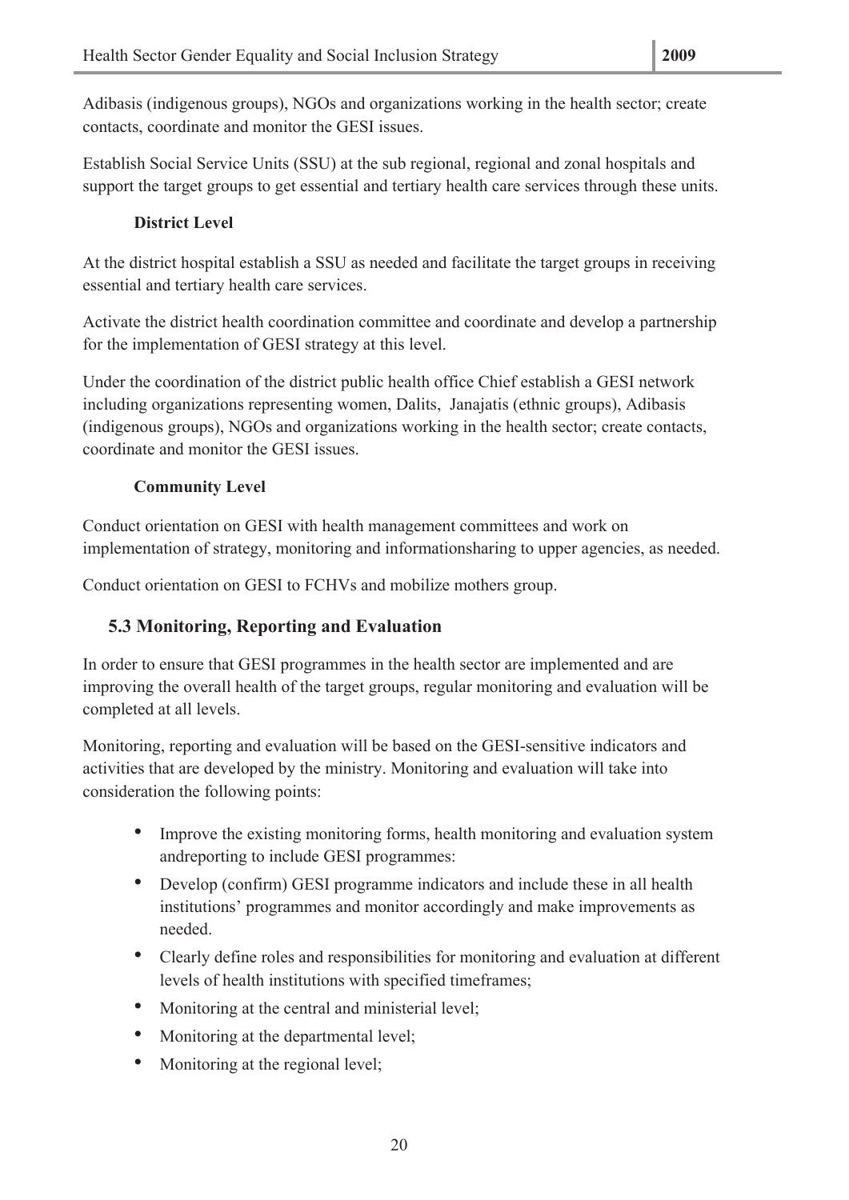Adibasis (indigenous groups), NGOs and organizations working in the health sector; create contacts, coordinate and monitor the GESI issues.

Establish Social Service Units (SSU) at the sub regional, regional and zonal hospitals and support the target groups to get essential and tertiary health care services through these units.

**District Level**

At the district hospital establish a SSU as needed and facilitate the target groups in receiving essential and tertiary health care services.

Activate the district health coordination committee and coordinate and develop a partnership for the implementation of GESI strategy at this level.

Under the coordination of the district public health office Chief establish a GESI network including organizations representing women, Dalits, Janajatis (ethnic groups), Adibasis (indigenous groups), NGOs and organizations working in the health sector; create contacts, coordinate and monitor the GESI issues.

**Community Level**

Conduct orientation on GESI with health management committees and work on implementation of strategy, monitoring and informationsharing to upper agencies, as needed.

Conduct orientation on GESI to FCHVs and mobilize mothers group.

## 5.3 Monitoring, Reporting and Evaluation

In order to ensure that GESI programmes in the health sector are implemented and are improving the overall health of the target groups, regular monitoring and evaluation will be completed at all levels.

Monitoring, reporting and evaluation will be based on the GESI-sensitive indicators and activities that are developed by the ministry. Monitoring and evaluation will take into consideration the following points:

- Improve the existing monitoring forms, health monitoring and evaluation system andreporting to include GESI programmes:
- Develop (confirm) GESI programme indicators and include these in all health institutions' programmes and monitor accordingly and make improvements as needed.
- Clearly define roles and responsibilities for monitoring and evaluation at different levels of health institutions with specified timeframes;
- Monitoring at the central and ministerial level;
- Monitoring at the departmental level;
- Monitoring at the regional level;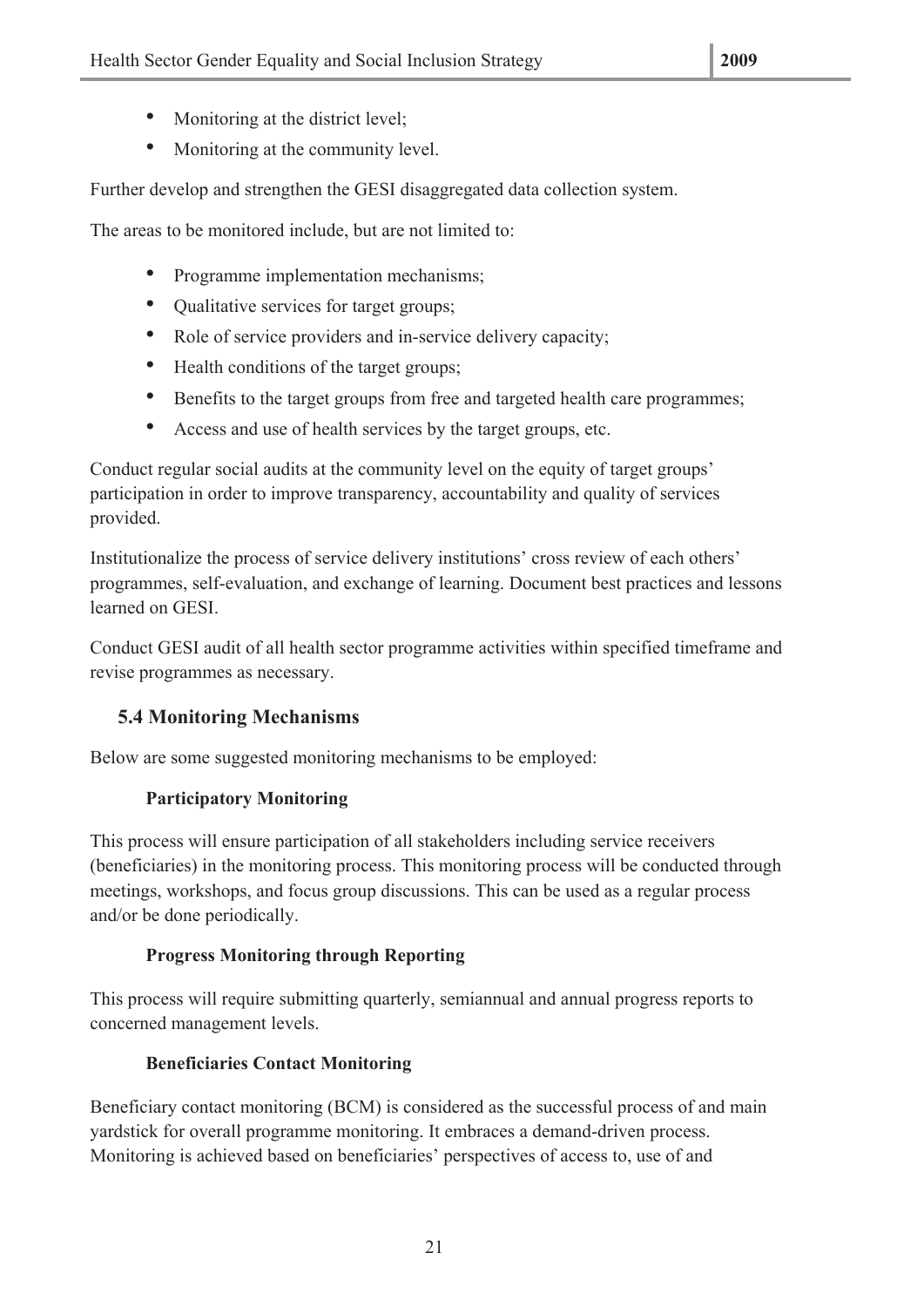- Monitoring at the district level;
- Monitoring at the community level.

Further develop and strengthen the GESI disaggregated data collection system.

The areas to be monitored include, but are not limited to:

- Programme implementation mechanisms;
- Qualitative services for target groups;
- Role of service providers and in-service delivery capacity;
- Health conditions of the target groups;
- Benefits to the target groups from free and targeted health care programmes;
- Access and use of health services by the target groups, etc.

Conduct regular social audits at the community level on the equity of target groups' participation in order to improve transparency, accountability and quality of services provided.

Institutionalize the process of service delivery institutions' cross review of each others' programmes, self-evaluation, and exchange of learning. Document best practices and lessons learned on GESI.

Conduct GESI audit of all health sector programme activities within specified timeframe and revise programmes as necessary.

## 5.4 Monitoring Mechanisms

Below are some suggested monitoring mechanisms to be employed:

**Participatory Monitoring**

This process will ensure participation of all stakeholders including service receivers (beneficiaries) in the monitoring process. This monitoring process will be conducted through meetings, workshops, and focus group discussions. This can be used as a regular process and/or be done periodically.

**Progress Monitoring through Reporting**

This process will require submitting quarterly, semiannual and annual progress reports to concerned management levels.

**Beneficiaries Contact Monitoring**

Beneficiary contact monitoring (BCM) is considered as the successful process of and main yardstick for overall programme monitoring. It embraces a demand-driven process. Monitoring is achieved based on beneficiaries' perspectives of access to, use of and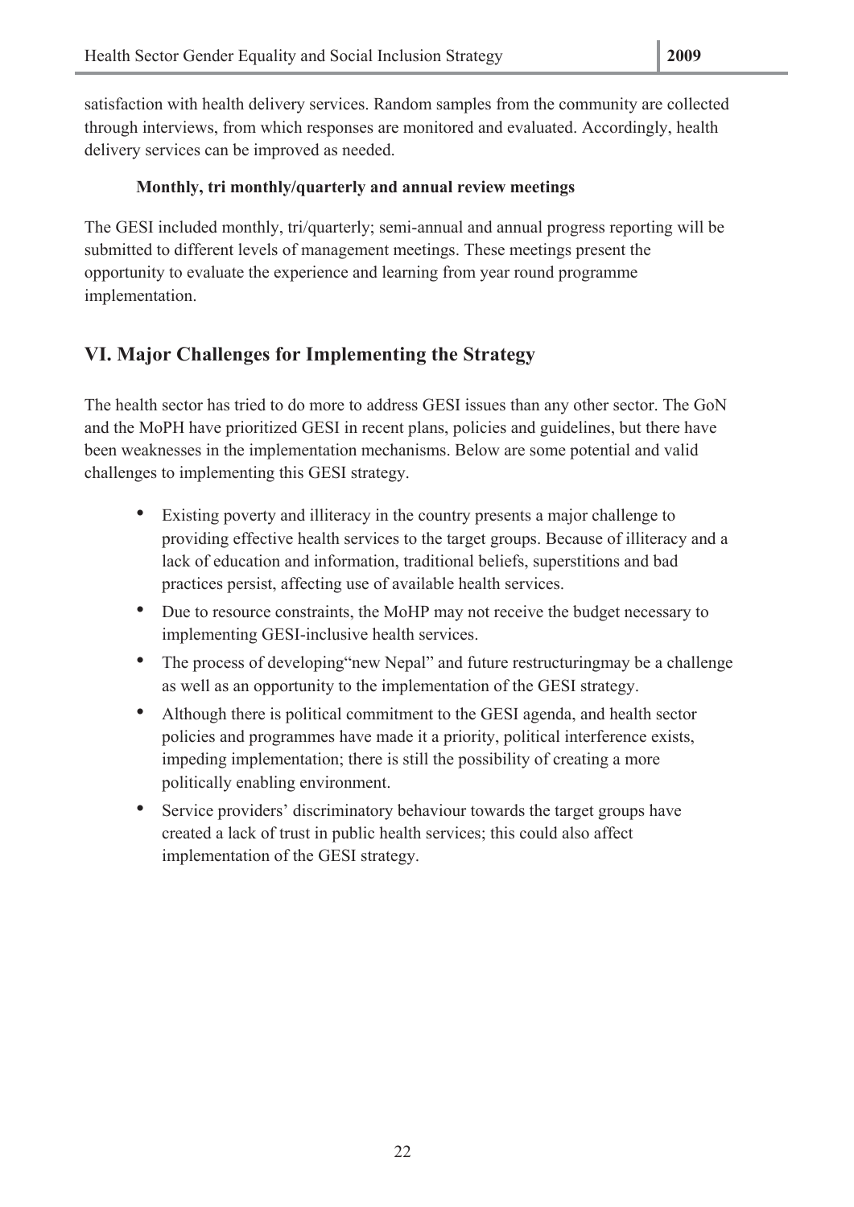satisfaction with health delivery services. Random samples from the community are collected through interviews, from which responses are monitored and evaluated. Accordingly, health delivery services can be improved as needed.

**Monthly, tri monthly/quarterly and annual review meetings**

The GESI included monthly, tri/quarterly; semi-annual and annual progress reporting will be submitted to different levels of management meetings. These meetings present the opportunity to evaluate the experience and learning from year round programme implementation.

## VI. Major Challenges for Implementing the Strategy

The health sector has tried to do more to address GESI issues than any other sector. The GoN and the MoPH have prioritized GESI in recent plans, policies and guidelines, but there have been weaknesses in the implementation mechanisms. Below are some potential and valid challenges to implementing this GESI strategy.

- Existing poverty and illiteracy in the country presents a major challenge to providing effective health services to the target groups. Because of illiteracy and a lack of education and information, traditional beliefs, superstitions and bad practices persist, affecting use of available health services.
- Due to resource constraints, the MoHP may not receive the budget necessary to implementing GESI-inclusive health services.
- The process of developing"new Nepal" and future restructuringmay be a challenge as well as an opportunity to the implementation of the GESI strategy.
- Although there is political commitment to the GESI agenda, and health sector policies and programmes have made it a priority, political interference exists, impeding implementation; there is still the possibility of creating a more politically enabling environment.
- Service providers' discriminatory behaviour towards the target groups have created a lack of trust in public health services; this could also affect implementation of the GESI strategy.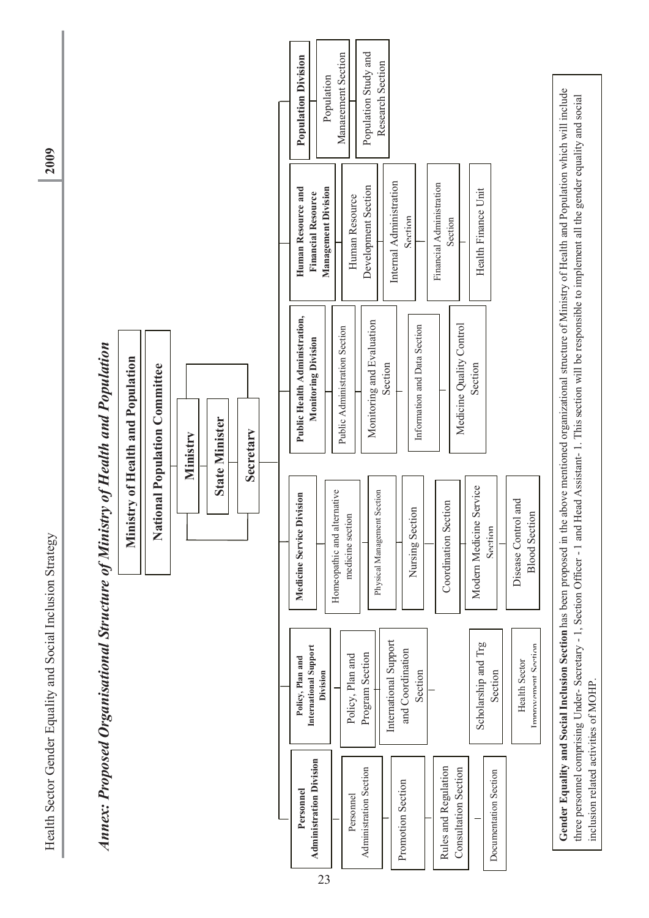# Annex: Proposed Organisational Structure of Ministry of Health and Population

Ministry of Health and Population

National Population Committee

Ministry

State Minister

Secretary

**Personnel Administration Division**
- Personnel Administration Section
- Promotion Section
- Rules and Regulation Consultation Section
- Documentation Section

**Policy, Plan and International Support Division**
- Policy, Plan and Program Section
- International Support and Coordination Section
- Scholarship and Trg Section
- Health Sector Improvement Section

**Medicine Service Division**
- Homeopathic and alternative medicine section
- Physical Management Section
- Nursing Section
- Coordination Section
- Modern Medicine Service Section
- Disease Control and Blood Section

**Public Health Administration, Monitoring Division**
- Public Administration Section
- Monitoring and Evaluation Section
- Information and Data Section
- Medicine Quality Control Section

**Human Resource and Financial Resource Management Division**
- Human Resource Development Section
- Internal Administration Section
- Financial Administration Section
- Health Finance Unit

**Population Division**
- Population Management Section
- Population Study and Research Section

**Gender Equality and Social Inclusion Section** has been proposed in the above mentioned organizational structure of Ministry of Health and Population which will include three personnel comprising Under- Secretary - 1, Section Officer - 1 and Head Assistant- 1. This section will be responsible to implement all the gender equality and social inclusion related activities of MOHP.